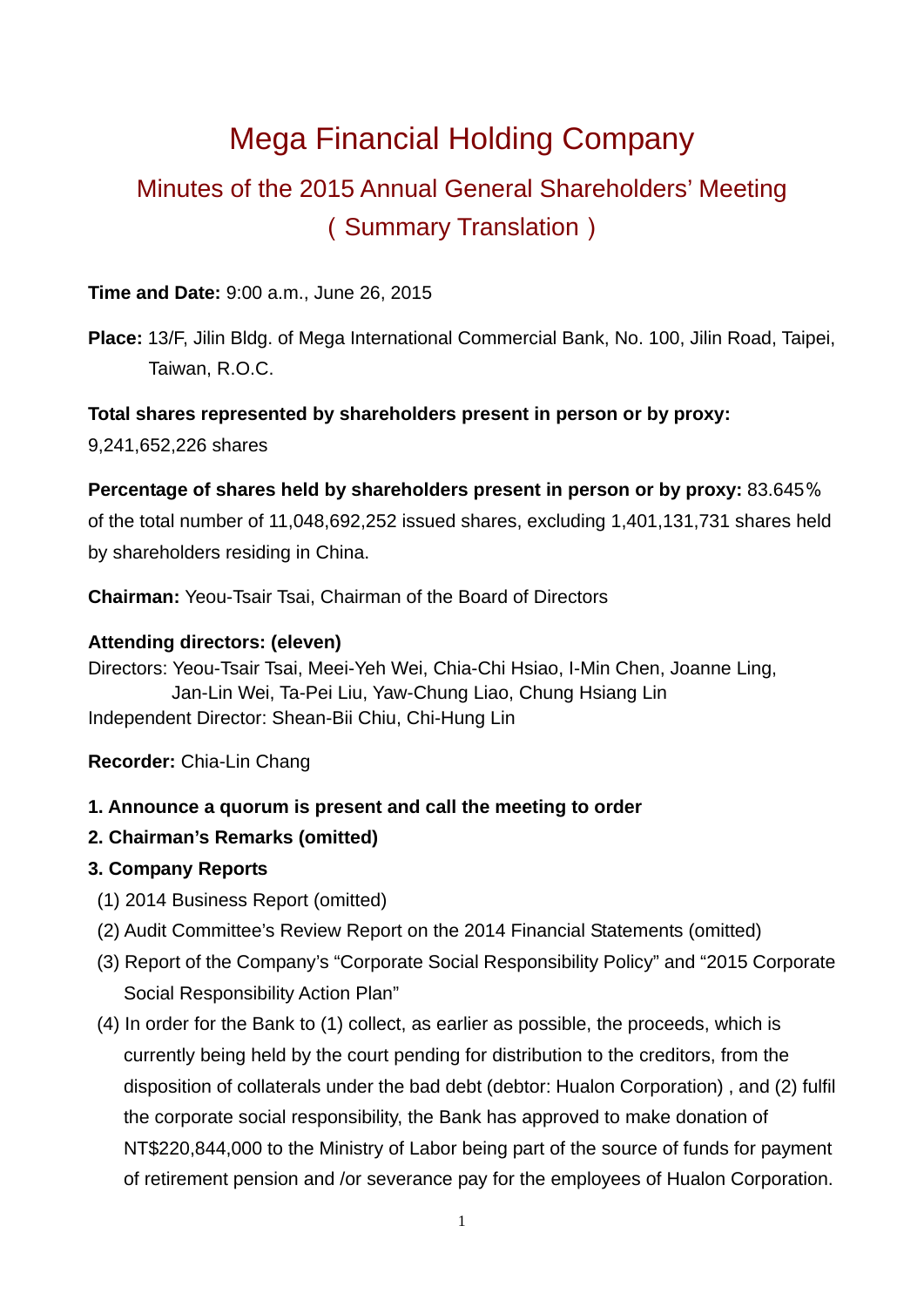# Mega Financial Holding Company

## Minutes of the 2015 Annual General Shareholders' Meeting

## （Summary Translation）

**Time and Date:** 9:00 a.m., June 26, 2015

**Place:** 13/F, Jilin Bldg. of Mega International Commercial Bank, No. 100, Jilin Road, Taipei, Taiwan, R.O.C.

**Total shares represented by shareholders present in person or by proxy:** 9,241,652,226 shares

**Percentage of shares held by shareholders present in person or by proxy:** 83.645％ of the total number of 11,048,692,252 issued shares, excluding 1,401,131,731 shares held by shareholders residing in China.

**Chairman:** Yeou-Tsair Tsai, Chairman of the Board of Directors

**Attending directors: (eleven)**

Directors: Yeou-Tsair Tsai, Meei-Yeh Wei, Chia-Chi Hsiao, I-Min Chen, Joanne Ling, Jan-Lin Wei, Ta-Pei Liu, Yaw-Chung Liao, Chung Hsiang Lin

Independent Director: Shean-Bii Chiu, Chi-Hung Lin

**Recorder:** Chia-Lin Chang

**1. Announce a quorum is present and call the meeting to order**

**2. Chairman's Remarks (omitted)**

**3. Company Reports**

(1) 2014 Business Report (omitted)

(2) Audit Committee's Review Report on the 2014 Financial Statements (omitted)

(3) Report of the Company's "Corporate Social Responsibility Policy" and "2015 Corporate Social Responsibility Action Plan"

(4) In order for the Bank to (1) collect, as earlier as possible, the proceeds, which is currently being held by the court pending for distribution to the creditors, from the disposition of collaterals under the bad debt (debtor: Hualon Corporation) , and (2) fulfil the corporate social responsibility, the Bank has approved to make donation of NT$220,844,000 to the Ministry of Labor being part of the source of funds for payment of retirement pension and /or severance pay for the employees of Hualon Corporation.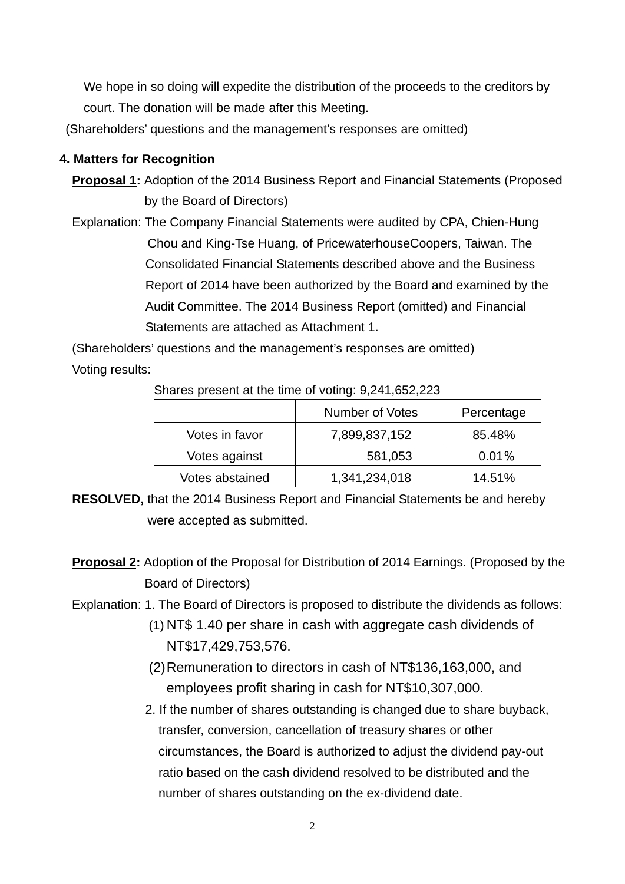We hope in so doing will expedite the distribution of the proceeds to the creditors by court. The donation will be made after this Meeting.

(Shareholders' questions and the management's responses are omitted)

**4. Matters for Recognition**

**Proposal 1:** Adoption of the 2014 Business Report and Financial Statements (Proposed by the Board of Directors)

Explanation: The Company Financial Statements were audited by CPA, Chien-Hung Chou and King-Tse Huang, of PricewaterhouseCoopers, Taiwan. The Consolidated Financial Statements described above and the Business Report of 2014 have been authorized by the Board and examined by the Audit Committee. The 2014 Business Report (omitted) and Financial Statements are attached as Attachment 1.

(Shareholders' questions and the management's responses are omitted)

Voting results:

Shares present at the time of voting: 9,241,652,223

| | Number of Votes | Percentage |
|---|---|---|
| Votes in favor | 7,899,837,152 | 85.48% |
| Votes against | 581,053 | 0.01% |
| Votes abstained | 1,341,234,018 | 14.51% |

**RESOLVED,** that the 2014 Business Report and Financial Statements be and hereby were accepted as submitted.

**Proposal 2:** Adoption of the Proposal for Distribution of 2014 Earnings. (Proposed by the Board of Directors)

Explanation: 1. The Board of Directors is proposed to distribute the dividends as follows:

(1) NT$ 1.40 per share in cash with aggregate cash dividends of NT$17,429,753,576.

(2) Remuneration to directors in cash of NT$136,163,000, and employees profit sharing in cash for NT$10,307,000.

2. If the number of shares outstanding is changed due to share buyback, transfer, conversion, cancellation of treasury shares or other circumstances, the Board is authorized to adjust the dividend pay-out ratio based on the cash dividend resolved to be distributed and the number of shares outstanding on the ex-dividend date.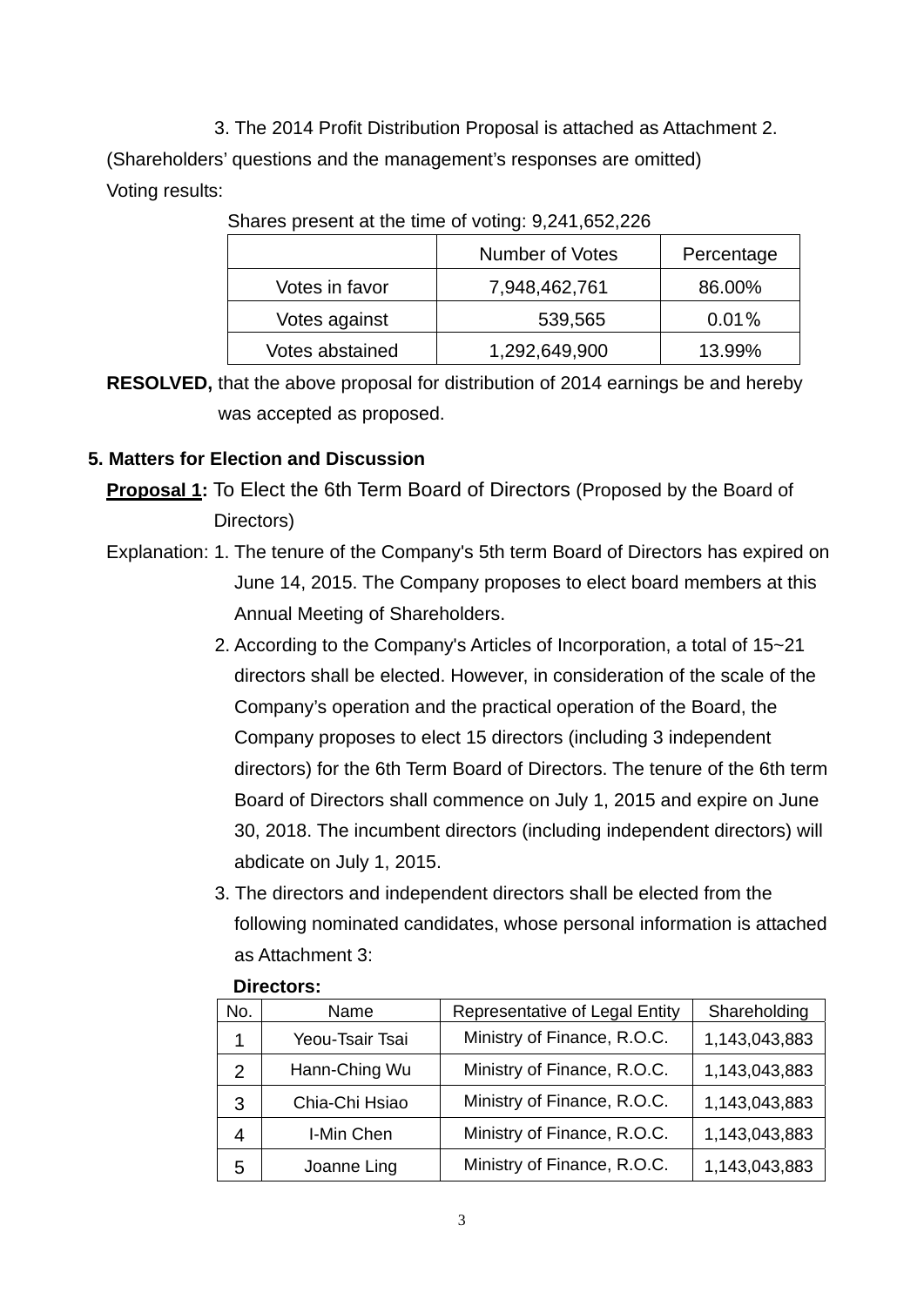3. The 2014 Profit Distribution Proposal is attached as Attachment 2.

(Shareholders' questions and the management's responses are omitted)

Voting results:

Shares present at the time of voting: 9,241,652,226

| | Number of Votes | Percentage |
|---|---|---|
| Votes in favor | 7,948,462,761 | 86.00% |
| Votes against | 539,565 | 0.01% |
| Votes abstained | 1,292,649,900 | 13.99% |

**RESOLVED,** that the above proposal for distribution of 2014 earnings be and hereby was accepted as proposed.

## 5. Matters for Election and Discussion

**Proposal 1:** To Elect the 6th Term Board of Directors (Proposed by the Board of Directors)

Explanation:

1. The tenure of the Company's 5th term Board of Directors has expired on June 14, 2015. The Company proposes to elect board members at this Annual Meeting of Shareholders.
2. According to the Company's Articles of Incorporation, a total of 15~21 directors shall be elected. However, in consideration of the scale of the Company's operation and the practical operation of the Board, the Company proposes to elect 15 directors (including 3 independent directors) for the 6th Term Board of Directors. The tenure of the 6th term Board of Directors shall commence on July 1, 2015 and expire on June 30, 2018. The incumbent directors (including independent directors) will abdicate on July 1, 2015.
3. The directors and independent directors shall be elected from the following nominated candidates, whose personal information is attached as Attachment 3:

**Directors:**

| No. | Name | Representative of Legal Entity | Shareholding |
|---|---|---|---|
| 1 | Yeou-Tsair Tsai | Ministry of Finance, R.O.C. | 1,143,043,883 |
| 2 | Hann-Ching Wu | Ministry of Finance, R.O.C. | 1,143,043,883 |
| 3 | Chia-Chi Hsiao | Ministry of Finance, R.O.C. | 1,143,043,883 |
| 4 | I-Min Chen | Ministry of Finance, R.O.C. | 1,143,043,883 |
| 5 | Joanne Ling | Ministry of Finance, R.O.C. | 1,143,043,883 |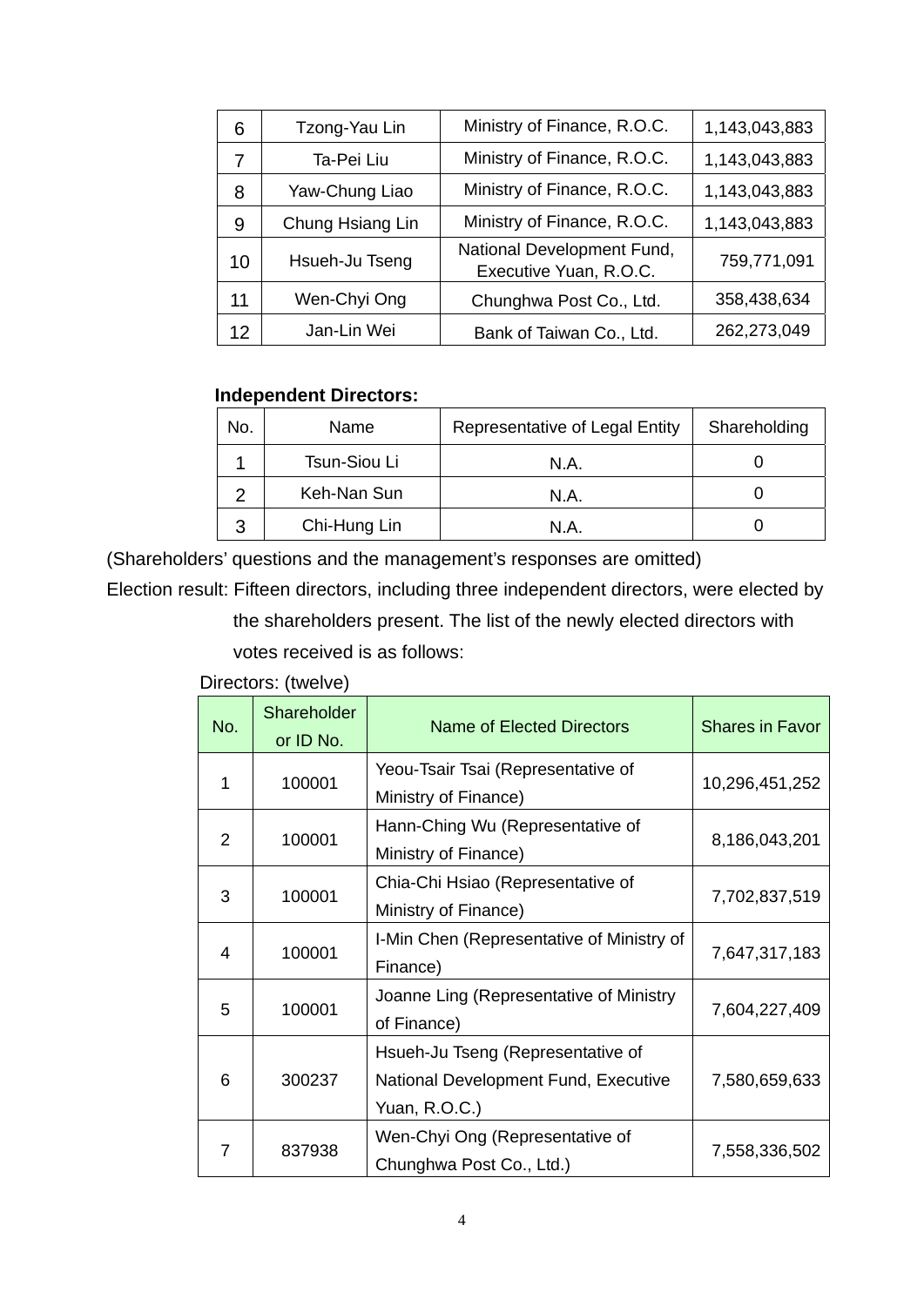| | | | |
|---|---|---|---|
| 6 | Tzong-Yau Lin | Ministry of Finance, R.O.C. | 1,143,043,883 |
| 7 | Ta-Pei Liu | Ministry of Finance, R.O.C. | 1,143,043,883 |
| 8 | Yaw-Chung Liao | Ministry of Finance, R.O.C. | 1,143,043,883 |
| 9 | Chung Hsiang Lin | Ministry of Finance, R.O.C. | 1,143,043,883 |
| 10 | Hsueh-Ju Tseng | National Development Fund, Executive Yuan, R.O.C. | 759,771,091 |
| 11 | Wen-Chyi Ong | Chunghwa Post Co., Ltd. | 358,438,634 |
| 12 | Jan-Lin Wei | Bank of Taiwan Co., Ltd. | 262,273,049 |

**Independent Directors:**

| No. | Name | Representative of Legal Entity | Shareholding |
|---|---|---|---|
| 1 | Tsun-Siou Li | N.A. | 0 |
| 2 | Keh-Nan Sun | N.A. | 0 |
| 3 | Chi-Hung Lin | N.A. | 0 |

(Shareholders' questions and the management's responses are omitted)

Election result: Fifteen directors, including three independent directors, were elected by the shareholders present. The list of the newly elected directors with votes received is as follows:

Directors: (twelve)

| No. | Shareholder or ID No. | Name of Elected Directors | Shares in Favor |
|---|---|---|---|
| 1 | 100001 | Yeou-Tsair Tsai (Representative of Ministry of Finance) | 10,296,451,252 |
| 2 | 100001 | Hann-Ching Wu (Representative of Ministry of Finance) | 8,186,043,201 |
| 3 | 100001 | Chia-Chi Hsiao (Representative of Ministry of Finance) | 7,702,837,519 |
| 4 | 100001 | I-Min Chen (Representative of Ministry of Finance) | 7,647,317,183 |
| 5 | 100001 | Joanne Ling (Representative of Ministry of Finance) | 7,604,227,409 |
| 6 | 300237 | Hsueh-Ju Tseng (Representative of National Development Fund, Executive Yuan, R.O.C.) | 7,580,659,633 |
| 7 | 837938 | Wen-Chyi Ong (Representative of Chunghwa Post Co., Ltd.) | 7,558,336,502 |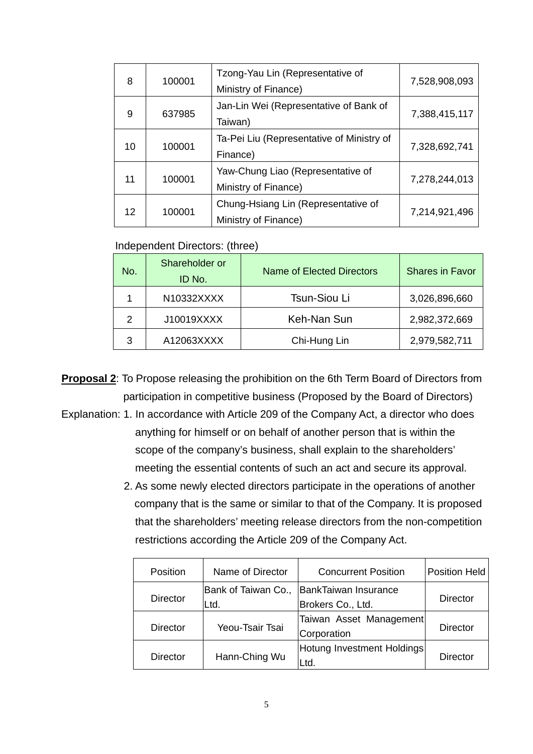| | | | |
|---|---|---|---|
| 8 | 100001 | Tzong-Yau Lin (Representative of Ministry of Finance) | 7,528,908,093 |
| 9 | 637985 | Jan-Lin Wei (Representative of Bank of Taiwan) | 7,388,415,117 |
| 10 | 100001 | Ta-Pei Liu (Representative of Ministry of Finance) | 7,328,692,741 |
| 11 | 100001 | Yaw-Chung Liao (Representative of Ministry of Finance) | 7,278,244,013 |
| 12 | 100001 | Chung-Hsiang Lin (Representative of Ministry of Finance) | 7,214,921,496 |

Independent Directors: (three)

| No. | Shareholder or ID No. | Name of Elected Directors | Shares in Favor |
|---|---|---|---|
| 1 | N10332XXXX | Tsun-Siou Li | 3,026,896,660 |
| 2 | J10019XXXX | Keh-Nan Sun | 2,982,372,669 |
| 3 | A12063XXXX | Chi-Hung Lin | 2,979,582,711 |

**Proposal 2**: To Propose releasing the prohibition on the 6th Term Board of Directors from participation in competitive business (Proposed by the Board of Directors)

Explanation:
1. In accordance with Article 209 of the Company Act, a director who does anything for himself or on behalf of another person that is within the scope of the company's business, shall explain to the shareholders' meeting the essential contents of such an act and secure its approval.
2. As some newly elected directors participate in the operations of another company that is the same or similar to that of the Company. It is proposed that the shareholders' meeting release directors from the non-competition restrictions according the Article 209 of the Company Act.

| Position | Name of Director | Concurrent Position | Position Held |
|---|---|---|---|
| Director | Bank of Taiwan Co., Ltd. | BankTaiwan Insurance Brokers Co., Ltd. | Director |
| Director | Yeou-Tsair Tsai | Taiwan Asset Management Corporation | Director |
| Director | Hann-Ching Wu | Hotung Investment Holdings Ltd. | Director |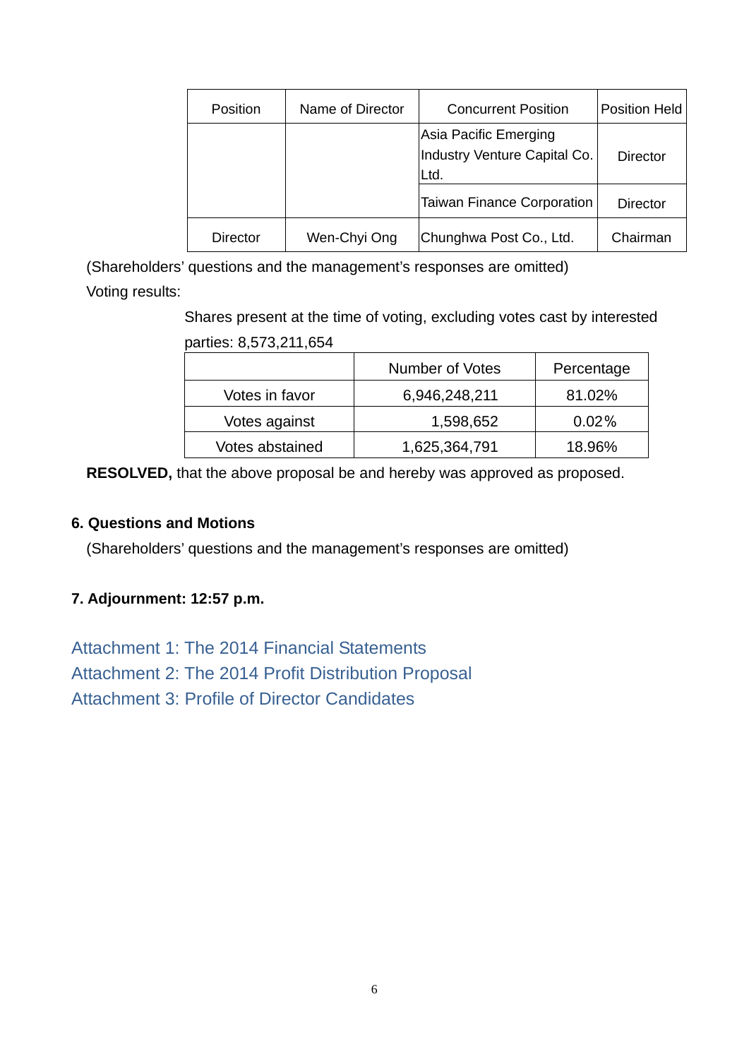| Position | Name of Director | Concurrent Position | Position Held |
|---|---|---|---|
| | | Asia Pacific Emerging Industry Venture Capital Co. Ltd. | Director |
| | | Taiwan Finance Corporation | Director |
| Director | Wen-Chyi Ong | Chunghwa Post Co., Ltd. | Chairman |

(Shareholders' questions and the management's responses are omitted)

Voting results:

Shares present at the time of voting, excluding votes cast by interested parties: 8,573,211,654

| | Number of Votes | Percentage |
|---|---|---|
| Votes in favor | 6,946,248,211 | 81.02% |
| Votes against | 1,598,652 | 0.02% |
| Votes abstained | 1,625,364,791 | 18.96% |

**RESOLVED,** that the above proposal be and hereby was approved as proposed.

### 6. Questions and Motions

(Shareholders' questions and the management's responses are omitted)

### 7. Adjournment: 12:57 p.m.

Attachment 1: The 2014 Financial Statements
Attachment 2: The 2014 Profit Distribution Proposal
Attachment 3: Profile of Director Candidates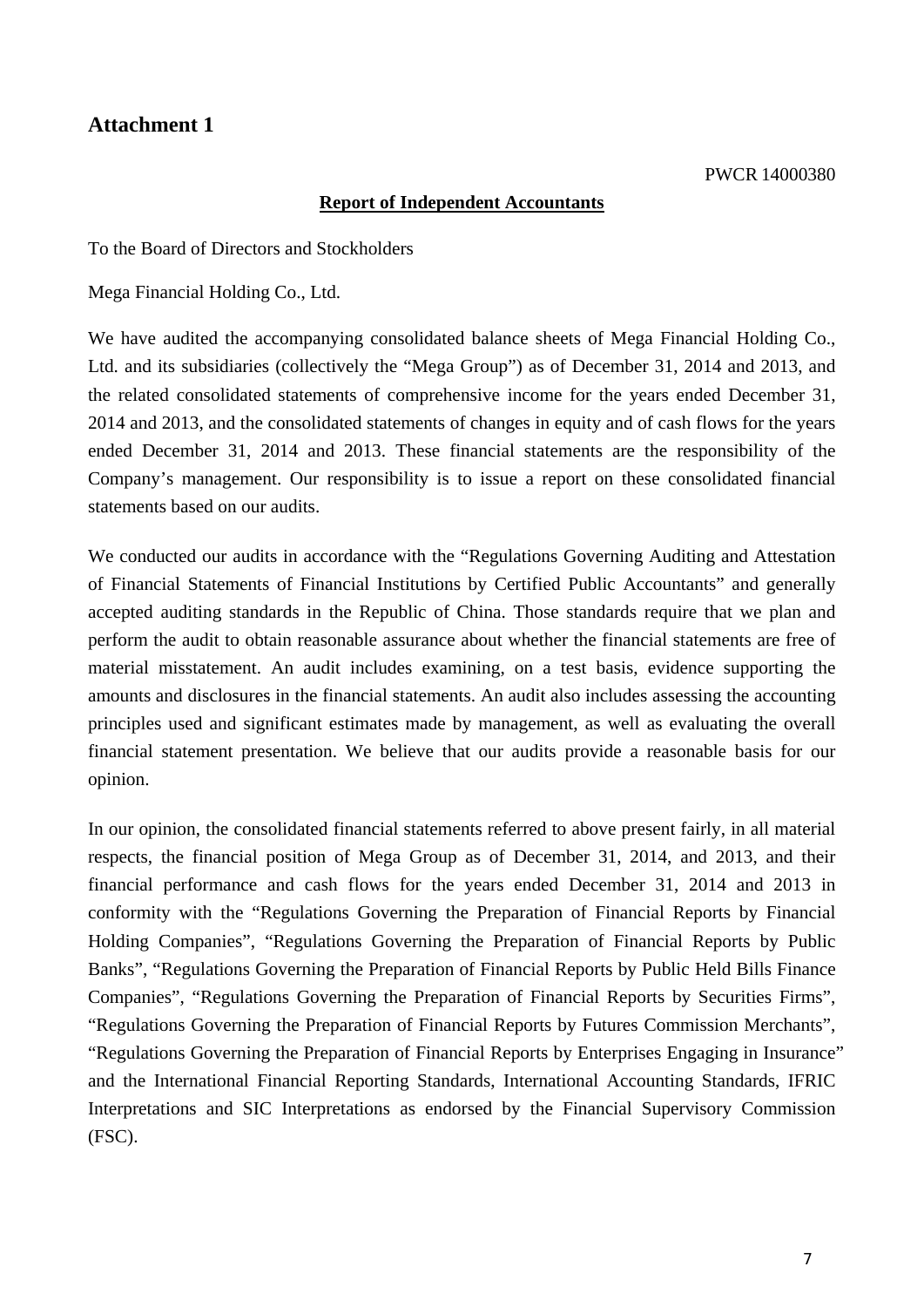## Attachment 1

PWCR 14000380

**Report of Independent Accountants**

To the Board of Directors and Stockholders

Mega Financial Holding Co., Ltd.

We have audited the accompanying consolidated balance sheets of Mega Financial Holding Co., Ltd. and its subsidiaries (collectively the "Mega Group") as of December 31, 2014 and 2013, and the related consolidated statements of comprehensive income for the years ended December 31, 2014 and 2013, and the consolidated statements of changes in equity and of cash flows for the years ended December 31, 2014 and 2013. These financial statements are the responsibility of the Company's management. Our responsibility is to issue a report on these consolidated financial statements based on our audits.

We conducted our audits in accordance with the "Regulations Governing Auditing and Attestation of Financial Statements of Financial Institutions by Certified Public Accountants" and generally accepted auditing standards in the Republic of China. Those standards require that we plan and perform the audit to obtain reasonable assurance about whether the financial statements are free of material misstatement. An audit includes examining, on a test basis, evidence supporting the amounts and disclosures in the financial statements. An audit also includes assessing the accounting principles used and significant estimates made by management, as well as evaluating the overall financial statement presentation. We believe that our audits provide a reasonable basis for our opinion.

In our opinion, the consolidated financial statements referred to above present fairly, in all material respects, the financial position of Mega Group as of December 31, 2014, and 2013, and their financial performance and cash flows for the years ended December 31, 2014 and 2013 in conformity with the "Regulations Governing the Preparation of Financial Reports by Financial Holding Companies", "Regulations Governing the Preparation of Financial Reports by Public Banks", "Regulations Governing the Preparation of Financial Reports by Public Held Bills Finance Companies", "Regulations Governing the Preparation of Financial Reports by Securities Firms", "Regulations Governing the Preparation of Financial Reports by Futures Commission Merchants", "Regulations Governing the Preparation of Financial Reports by Enterprises Engaging in Insurance" and the International Financial Reporting Standards, International Accounting Standards, IFRIC Interpretations and SIC Interpretations as endorsed by the Financial Supervisory Commission (FSC).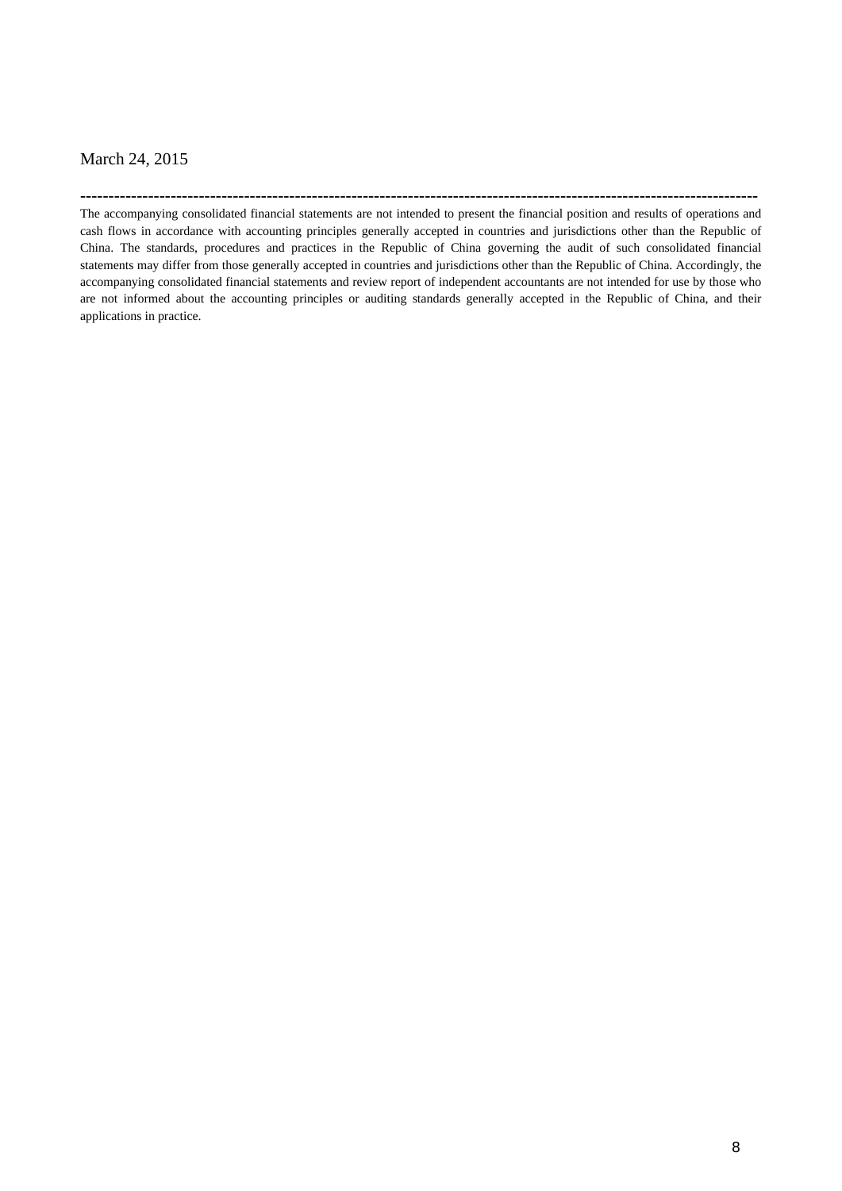March 24, 2015

---

The accompanying consolidated financial statements are not intended to present the financial position and results of operations and cash flows in accordance with accounting principles generally accepted in countries and jurisdictions other than the Republic of China. The standards, procedures and practices in the Republic of China governing the audit of such consolidated financial statements may differ from those generally accepted in countries and jurisdictions other than the Republic of China. Accordingly, the accompanying consolidated financial statements and review report of independent accountants are not intended for use by those who are not informed about the accounting principles or auditing standards generally accepted in the Republic of China, and their applications in practice.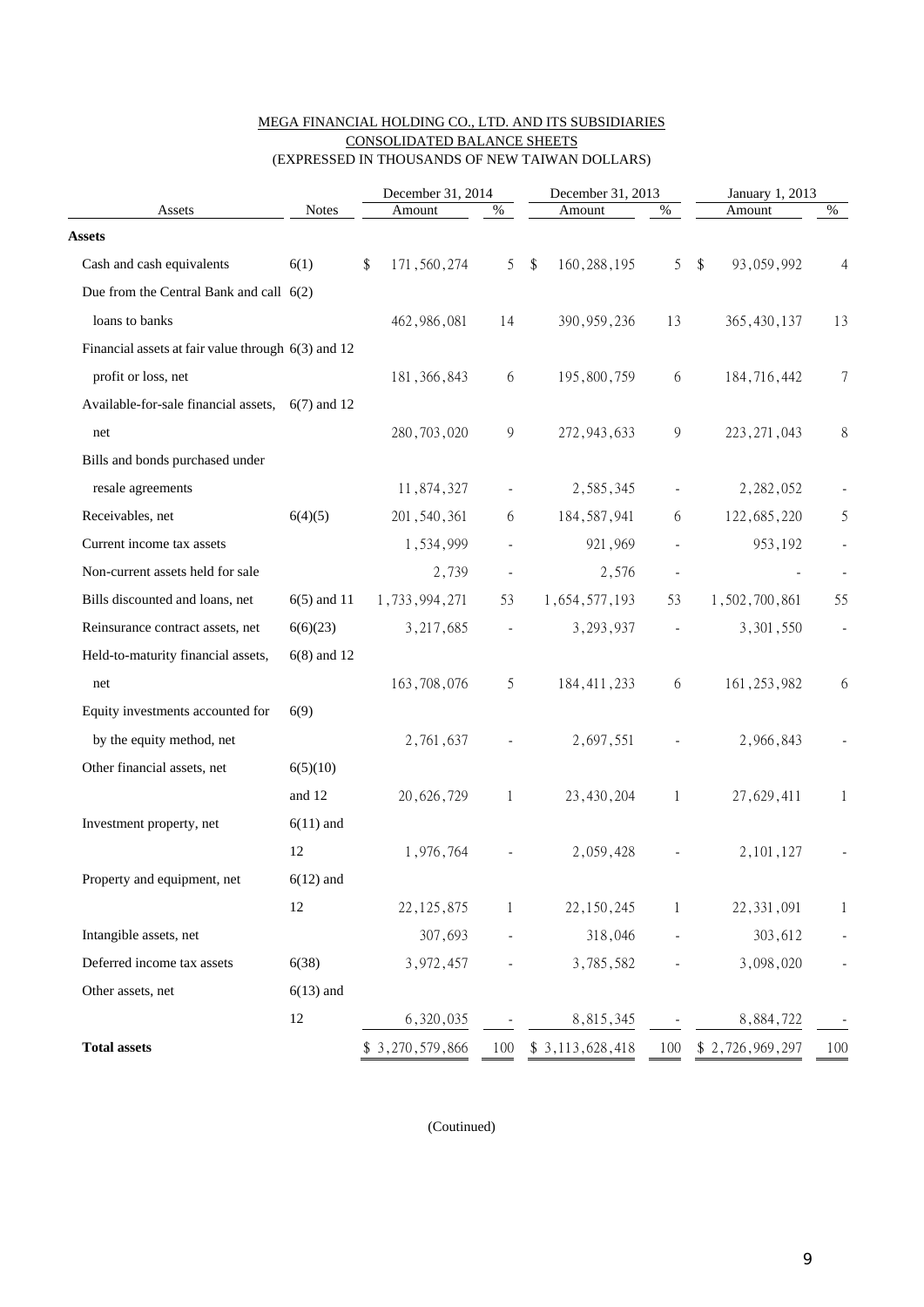MEGA FINANCIAL HOLDING CO., LTD. AND ITS SUBSIDIARIES
CONSOLIDATED BALANCE SHEETS
(EXPRESSED IN THOUSANDS OF NEW TAIWAN DOLLARS)

| Assets | Notes | December 31, 2014 Amount | % | December 31, 2013 Amount | % | January 1, 2013 Amount | % |
|---|---|---|---|---|---|---|---|
| **Assets** | | | | | | | |
| Cash and cash equivalents | 6(1) | $ 171,560,274 | 5 | $ 160,288,195 | 5 | $ 93,059,992 | 4 |
| Due from the Central Bank and call loans to banks | 6(2) | 462,986,081 | 14 | 390,959,236 | 13 | 365,430,137 | 13 |
| Financial assets at fair value through profit or loss, net | 6(3) and 12 | 181,366,843 | 6 | 195,800,759 | 6 | 184,716,442 | 7 |
| Available-for-sale financial assets, net | 6(7) and 12 | 280,703,020 | 9 | 272,943,633 | 9 | 223,271,043 | 8 |
| Bills and bonds purchased under resale agreements | | 11,874,327 | - | 2,585,345 | - | 2,282,052 | - |
| Receivables, net | 6(4)(5) | 201,540,361 | 6 | 184,587,941 | 6 | 122,685,220 | 5 |
| Current income tax assets | | 1,534,999 | - | 921,969 | - | 953,192 | - |
| Non-current assets held for sale | | 2,739 | - | 2,576 | - | - | - |
| Bills discounted and loans, net | 6(5) and 11 | 1,733,994,271 | 53 | 1,654,577,193 | 53 | 1,502,700,861 | 55 |
| Reinsurance contract assets, net | 6(6)(23) | 3,217,685 | - | 3,293,937 | - | 3,301,550 | - |
| Held-to-maturity financial assets, net | 6(8) and 12 | 163,708,076 | 5 | 184,411,233 | 6 | 161,253,982 | 6 |
| Equity investments accounted for by the equity method, net | 6(9) | 2,761,637 | - | 2,697,551 | - | 2,966,843 | - |
| Other financial assets, net | 6(5)(10) and 12 | 20,626,729 | 1 | 23,430,204 | 1 | 27,629,411 | 1 |
| Investment property, net | 6(11) and 12 | 1,976,764 | - | 2,059,428 | - | 2,101,127 | - |
| Property and equipment, net | 6(12) and 12 | 22,125,875 | 1 | 22,150,245 | 1 | 22,331,091 | 1 |
| Intangible assets, net | | 307,693 | - | 318,046 | - | 303,612 | - |
| Deferred income tax assets | 6(38) | 3,972,457 | - | 3,785,582 | - | 3,098,020 | - |
| Other assets, net | 6(13) and 12 | 6,320,035 | - | 8,815,345 | - | 8,884,722 | - |
| **Total assets** | | $ 3,270,579,866 | 100 | $ 3,113,628,418 | 100 | $ 2,726,969,297 | 100 |

(Coutinued)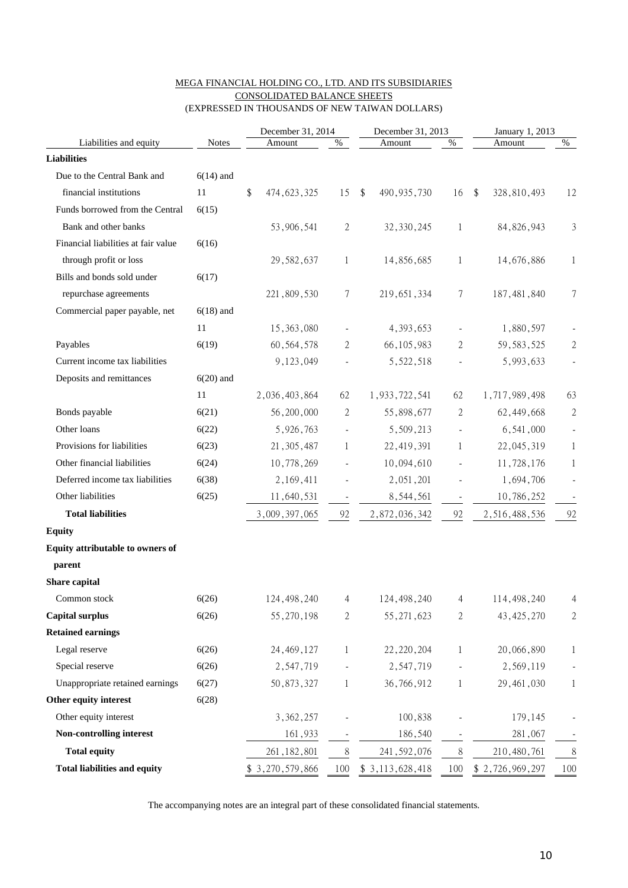MEGA FINANCIAL HOLDING CO., LTD. AND ITS SUBSIDIARIES
CONSOLIDATED BALANCE SHEETS
(EXPRESSED IN THOUSANDS OF NEW TAIWAN DOLLARS)

| | | December 31, 2014 | | December 31, 2013 | | January 1, 2013 | |
|---|---|---|---|---|---|---|---|
| Liabilities and equity | Notes | Amount | % | Amount | % | Amount | % |
| **Liabilities** | | | | | | | |
| Due to the Central Bank and financial institutions | 6(14) and 11 | $ 474,623,325 | 15 | $ 490,935,730 | 16 | $ 328,810,493 | 12 |
| Funds borrowed from the Central Bank and other banks | 6(15) | 53,906,541 | 2 | 32,330,245 | 1 | 84,826,943 | 3 |
| Financial liabilities at fair value through profit or loss | 6(16) | 29,582,637 | 1 | 14,856,685 | 1 | 14,676,886 | 1 |
| Bills and bonds sold under repurchase agreements | 6(17) | 221,809,530 | 7 | 219,651,334 | 7 | 187,481,840 | 7 |
| Commercial paper payable, net | 6(18) and 11 | 15,363,080 | - | 4,393,653 | - | 1,880,597 | - |
| Payables | 6(19) | 60,564,578 | 2 | 66,105,983 | 2 | 59,583,525 | 2 |
| Current income tax liabilities | | 9,123,049 | - | 5,522,518 | - | 5,993,633 | - |
| Deposits and remittances | 6(20) and 11 | 2,036,403,864 | 62 | 1,933,722,541 | 62 | 1,717,989,498 | 63 |
| Bonds payable | 6(21) | 56,200,000 | 2 | 55,898,677 | 2 | 62,449,668 | 2 |
| Other loans | 6(22) | 5,926,763 | - | 5,509,213 | - | 6,541,000 | - |
| Provisions for liabilities | 6(23) | 21,305,487 | 1 | 22,419,391 | 1 | 22,045,319 | 1 |
| Other financial liabilities | 6(24) | 10,778,269 | - | 10,094,610 | - | 11,728,176 | 1 |
| Deferred income tax liabilities | 6(38) | 2,169,411 | - | 2,051,201 | - | 1,694,706 | - |
| Other liabilities | 6(25) | 11,640,531 | - | 8,544,561 | - | 10,786,252 | - |
| **Total liabilities** | | 3,009,397,065 | 92 | 2,872,036,342 | 92 | 2,516,488,536 | 92 |
| **Equity** | | | | | | | |
| **Equity attributable to owners of parent** | | | | | | | |
| **Share capital** | | | | | | | |
| Common stock | 6(26) | 124,498,240 | 4 | 124,498,240 | 4 | 114,498,240 | 4 |
| **Capital surplus** | 6(26) | 55,270,198 | 2 | 55,271,623 | 2 | 43,425,270 | 2 |
| **Retained earnings** | | | | | | | |
| Legal reserve | 6(26) | 24,469,127 | 1 | 22,220,204 | 1 | 20,066,890 | 1 |
| Special reserve | 6(26) | 2,547,719 | - | 2,547,719 | - | 2,569,119 | - |
| Unappropriate retained earnings | 6(27) | 50,873,327 | 1 | 36,766,912 | 1 | 29,461,030 | 1 |
| **Other equity interest** | 6(28) | | | | | | |
| Other equity interest | | 3,362,257 | - | 100,838 | - | 179,145 | - |
| **Non-controlling interest** | | 161,933 | - | 186,540 | - | 281,067 | - |
| **Total equity** | | 261,182,801 | 8 | 241,592,076 | 8 | 210,480,761 | 8 |
| **Total liabilities and equity** | | $ 3,270,579,866 | 100 | $ 3,113,628,418 | 100 | $ 2,726,969,297 | 100 |

The accompanying notes are an integral part of these consolidated financial statements.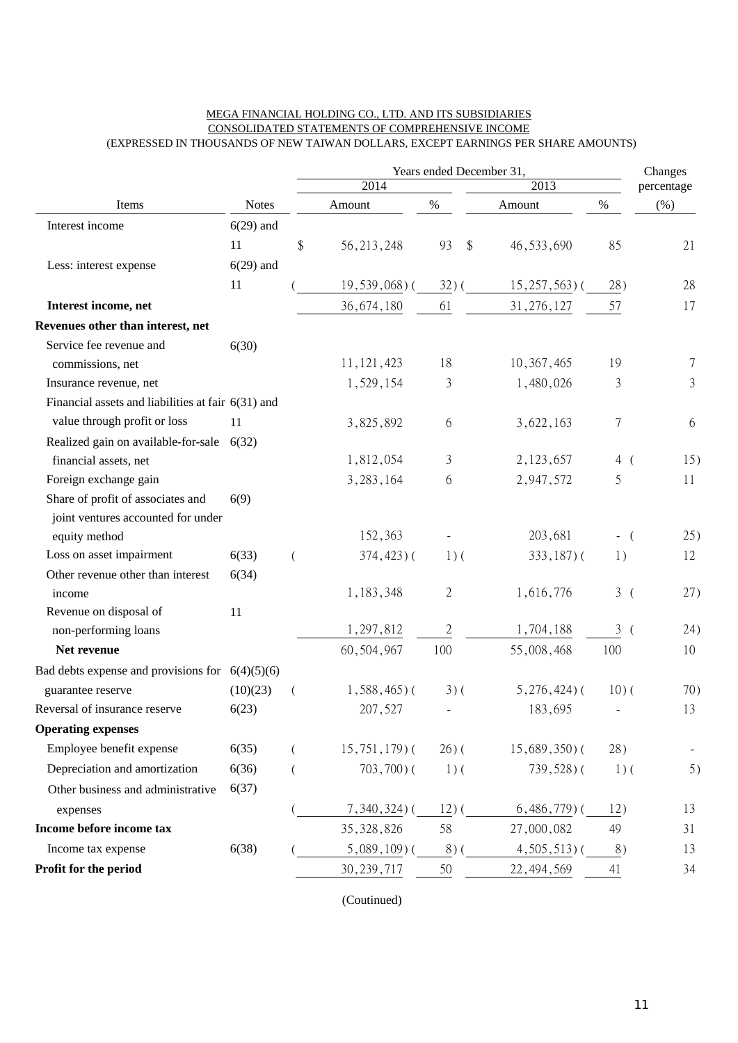MEGA FINANCIAL HOLDING CO., LTD. AND ITS SUBSIDIARIES
CONSOLIDATED STATEMENTS OF COMPREHENSIVE INCOME
(EXPRESSED IN THOUSANDS OF NEW TAIWAN DOLLARS, EXCEPT EARNINGS PER SHARE AMOUNTS)

| | | Years ended December 31, | | | | Changes percentage |
|---|---|---|---|---|---|---|
| | | 2014 | | 2013 | | |
| Items | Notes | Amount | % | Amount | % | (%) |
| Interest income | 6(29) and 11 | $ 56,213,248 | 93 | $ 46,533,690 | 85 | 21 |
| Less: interest expense | 6(29) and 11 | ( 19,539,068) | ( 32) | ( 15,257,563) | ( 28) | 28 |
| **Interest income, net** | | 36,674,180 | 61 | 31,276,127 | 57 | 17 |
| **Revenues other than interest, net** | | | | | | |
| Service fee revenue and commissions, net | 6(30) | 11,121,423 | 18 | 10,367,465 | 19 | 7 |
| Insurance revenue, net | | 1,529,154 | 3 | 1,480,026 | 3 | 3 |
| Financial assets and liabilities at fair value through profit or loss | 6(31) and 11 | 3,825,892 | 6 | 3,622,163 | 7 | 6 |
| Realized gain on available-for-sale financial assets, net | 6(32) | 1,812,054 | 3 | 2,123,657 | 4 | ( 15) |
| Foreign exchange gain | | 3,283,164 | 6 | 2,947,572 | 5 | 11 |
| Share of profit of associates and joint ventures accounted for under equity method | 6(9) | 152,363 | - | 203,681 | - | ( 25) |
| Loss on asset impairment | 6(33) | ( 374,423) | ( 1) | ( 333,187) | ( 1) | 12 |
| Other revenue other than interest income | 6(34) | 1,183,348 | 2 | 1,616,776 | 3 | ( 27) |
| Revenue on disposal of non-performing loans | 11 | 1,297,812 | 2 | 1,704,188 | 3 | ( 24) |
| **Net revenue** | | 60,504,967 | 100 | 55,008,468 | 100 | 10 |
| Bad debts expense and provisions for guarantee reserve | 6(4)(5)(6) (10)(23) | ( 1,588,465) | ( 3) | ( 5,276,424) | ( 10) | ( 70) |
| Reversal of insurance reserve | 6(23) | 207,527 | - | 183,695 | - | 13 |
| **Operating expenses** | | | | | | |
| Employee benefit expense | 6(35) | ( 15,751,179) | ( 26) | ( 15,689,350) | ( 28) | - |
| Depreciation and amortization | 6(36) | ( 703,700) | ( 1) | ( 739,528) | ( 1) | ( 5) |
| Other business and administrative expenses | 6(37) | ( 7,340,324) | ( 12) | ( 6,486,779) | ( 12) | 13 |
| **Income before income tax** | | 35,328,826 | 58 | 27,000,082 | 49 | 31 |
| Income tax expense | 6(38) | ( 5,089,109) | ( 8) | ( 4,505,513) | ( 8) | 13 |
| **Profit for the period** | | 30,239,717 | 50 | 22,494,569 | 41 | 34 |

(Coutinued)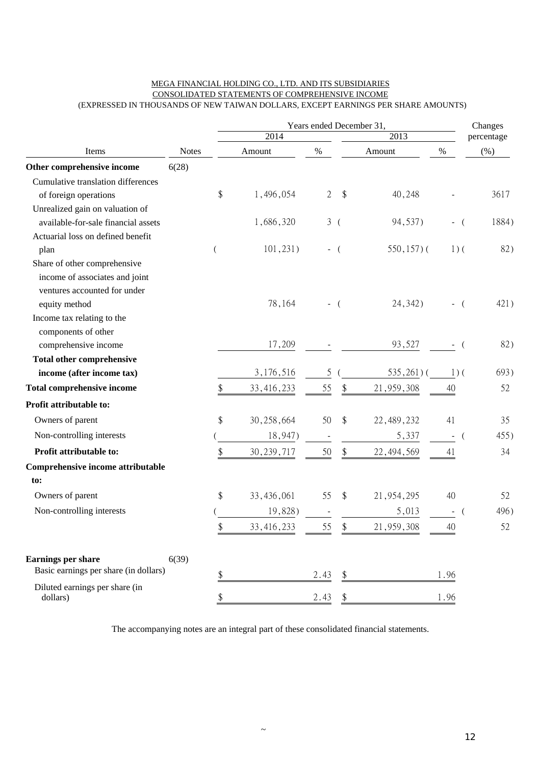MEGA FINANCIAL HOLDING CO., LTD. AND ITS SUBSIDIARIES
CONSOLIDATED STATEMENTS OF COMPREHENSIVE INCOME
(EXPRESSED IN THOUSANDS OF NEW TAIWAN DOLLARS, EXCEPT EARNINGS PER SHARE AMOUNTS)

| | | Years ended December 31, | | | | Changes percentage |
|---|---|---|---|---|---|---|
| | | 2014 | | 2013 | | |
| Items | Notes | Amount | % | Amount | % | (%) |
| **Other comprehensive income** | 6(28) | | | | | |
| Cumulative translation differences of foreign operations | | $ 1,496,054 | 2 | $ 40,248 | - | 3617 |
| Unrealized gain on valuation of available-for-sale financial assets | | 1,686,320 | 3 | ( 94,537) | - | ( 1884) |
| Actuarial loss on defined benefit plan | | ( 101,231) | - | ( 550,157) | ( 1) | ( 82) |
| Share of other comprehensive income of associates and joint ventures accounted for under equity method | | 78,164 | - | ( 24,342) | - | ( 421) |
| Income tax relating to the components of other comprehensive income | | 17,209 | - | 93,527 | - | ( 82) |
| **Total other comprehensive income (after income tax)** | | 3,176,516 | 5 | ( 535,261) | ( 1) | ( 693) |
| **Total comprehensive income** | | $ 33,416,233 | 55 | $ 21,959,308 | 40 | 52 |
| **Profit attributable to:** | | | | | | |
| Owners of parent | | $ 30,258,664 | 50 | $ 22,489,232 | 41 | 35 |
| Non-controlling interests | | ( 18,947) | - | 5,337 | - | ( 455) |
| **Profit attributable to:** | | $ 30,239,717 | 50 | $ 22,494,569 | 41 | 34 |
| **Comprehensive income attributable to:** | | | | | | |
| Owners of parent | | $ 33,436,061 | 55 | $ 21,954,295 | 40 | 52 |
| Non-controlling interests | | ( 19,828) | - | 5,013 | - | ( 496) |
| | | $ 33,416,233 | 55 | $ 21,959,308 | 40 | 52 |
| **Earnings per share** | 6(39) | | | | | |
| Basic earnings per share (in dollars) | | $ | 2.43 | $ | 1.96 | |
| Diluted earnings per share (in dollars) | | $ | 2.43 | $ | 1.96 | |

The accompanying notes are an integral part of these consolidated financial statements.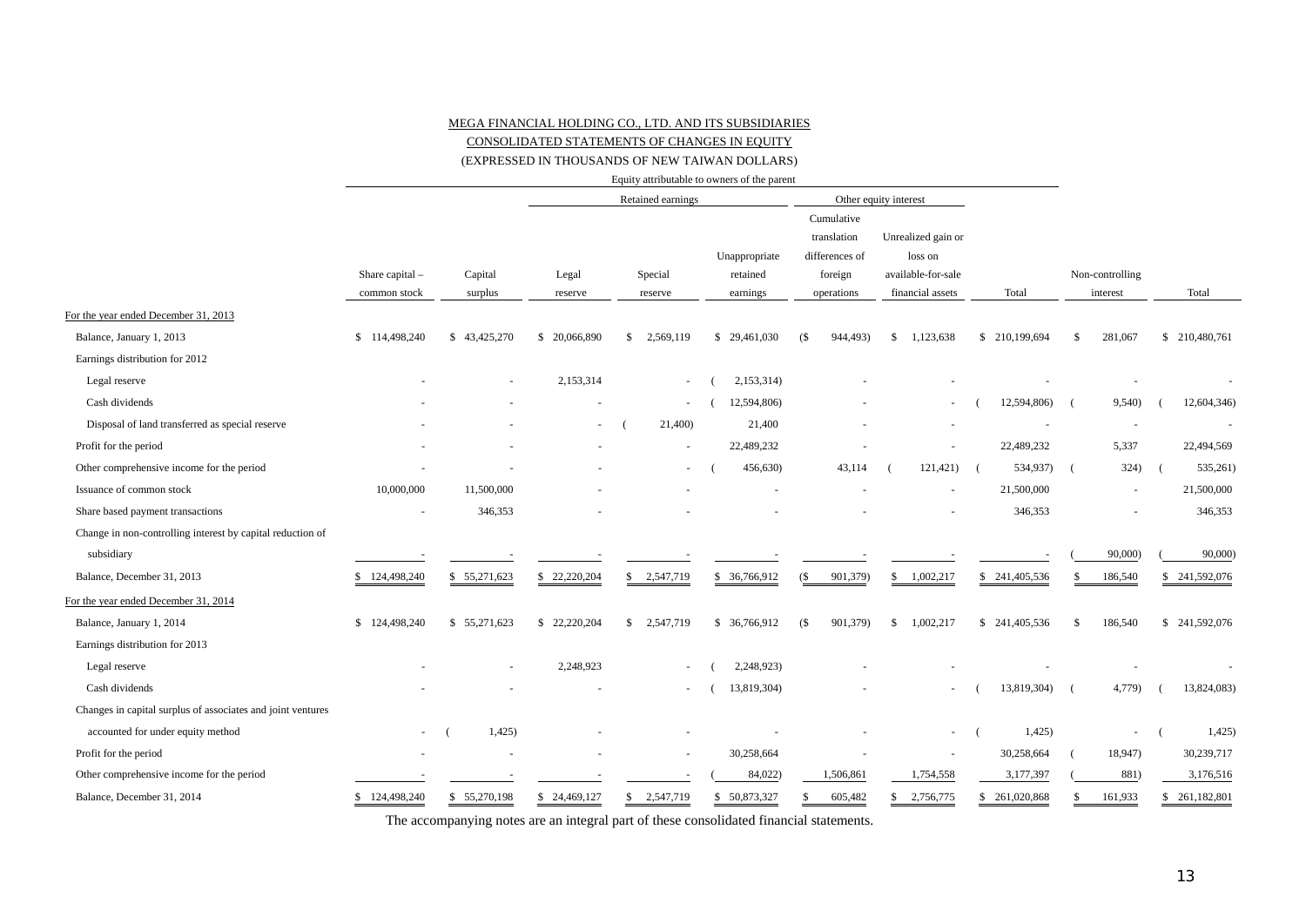MEGA FINANCIAL HOLDING CO., LTD. AND ITS SUBSIDIARIES

CONSOLIDATED STATEMENTS OF CHANGES IN EQUITY

(EXPRESSED IN THOUSANDS OF NEW TAIWAN DOLLARS)

| | Equity attributable to owners of the parent | | | | | | | | | |
|---|---|---|---|---|---|---|---|---|---|---|
| | | | Retained earnings | | | Other equity interest | | | | |
| | Share capital – common stock | Capital surplus | Legal reserve | Special reserve | Unappropriate retained earnings | Cumulative translation differences of foreign operations | Unrealized gain or loss on available-for-sale financial assets | Total | Non-controlling interest | Total |
| For the year ended December 31, 2013 | | | | | | | | | | |
| Balance, January 1, 2013 | $ 114,498,240 | $ 43,425,270 | $ 20,066,890 | $ 2,569,119 | $ 29,461,030 | ($ 944,493) | $ 1,123,638 | $ 210,199,694 | $ 281,067 | $ 210,480,761 |
| Earnings distribution for 2012 | | | | | | | | | | |
| Legal reserve | - | - | 2,153,314 | - | ( 2,153,314) | - | - | - | - | - |
| Cash dividends | - | - | - | - | ( 12,594,806) | - | - | ( 12,594,806) | ( 9,540) | ( 12,604,346) |
| Disposal of land transferred as special reserve | - | - | - | ( 21,400) | 21,400 | - | - | - | - | - |
| Profit for the period | - | - | - | - | 22,489,232 | - | - | 22,489,232 | 5,337 | 22,494,569 |
| Other comprehensive income for the period | - | - | - | - | ( 456,630) | 43,114 | ( 121,421) | ( 534,937) | ( 324) | ( 535,261) |
| Issuance of common stock | 10,000,000 | 11,500,000 | - | - | - | - | - | 21,500,000 | - | 21,500,000 |
| Share based payment transactions | - | 346,353 | - | - | - | - | - | 346,353 | - | 346,353 |
| Change in non-controlling interest by capital reduction of subsidiary | - | - | - | - | - | - | - | - | ( 90,000) | ( 90,000) |
| Balance, December 31, 2013 | $ 124,498,240 | $ 55,271,623 | $ 22,220,204 | $ 2,547,719 | $ 36,766,912 | ($ 901,379) | $ 1,002,217 | $ 241,405,536 | $ 186,540 | $ 241,592,076 |
| For the year ended December 31, 2014 | | | | | | | | | | |
| Balance, January 1, 2014 | $ 124,498,240 | $ 55,271,623 | $ 22,220,204 | $ 2,547,719 | $ 36,766,912 | ($ 901,379) | $ 1,002,217 | $ 241,405,536 | $ 186,540 | $ 241,592,076 |
| Earnings distribution for 2013 | | | | | | | | | | |
| Legal reserve | - | - | 2,248,923 | - | ( 2,248,923) | - | - | - | - | - |
| Cash dividends | - | - | - | - | ( 13,819,304) | - | - | ( 13,819,304) | ( 4,779) | ( 13,824,083) |
| Changes in capital surplus of associates and joint ventures accounted for under equity method | - | ( 1,425) | - | - | - | - | - | ( 1,425) | - | ( 1,425) |
| Profit for the period | - | - | - | - | 30,258,664 | - | - | 30,258,664 | ( 18,947) | 30,239,717 |
| Other comprehensive income for the period | - | - | - | - | ( 84,022) | 1,506,861 | 1,754,558 | 3,177,397 | ( 881) | 3,176,516 |
| Balance, December 31, 2014 | $ 124,498,240 | $ 55,270,198 | $ 24,469,127 | $ 2,547,719 | $ 50,873,327 | $ 605,482 | $ 2,756,775 | $ 261,020,868 | $ 161,933 | $ 261,182,801 |

The accompanying notes are an integral part of these consolidated financial statements.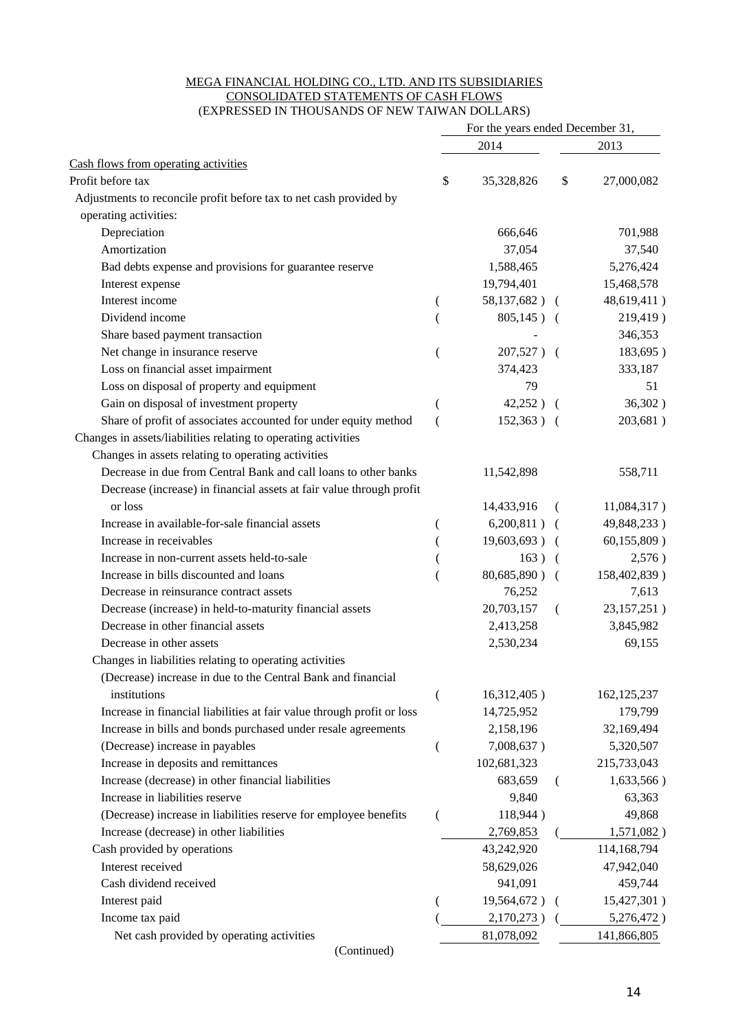MEGA FINANCIAL HOLDING CO., LTD. AND ITS SUBSIDIARIES
CONSOLIDATED STATEMENTS OF CASH FLOWS
(EXPRESSED IN THOUSANDS OF NEW TAIWAN DOLLARS)

| | For the years ended December 31, | |
|---|---|---|
| | 2014 | 2013 |
| Cash flows from operating activities | | |
| Profit before tax | $ 35,328,826 | $ 27,000,082 |
| Adjustments to reconcile profit before tax to net cash provided by operating activities: | | |
| Depreciation | 666,646 | 701,988 |
| Amortization | 37,054 | 37,540 |
| Bad debts expense and provisions for guarantee reserve | 1,588,465 | 5,276,424 |
| Interest expense | 19,794,401 | 15,468,578 |
| Interest income | ( 58,137,682 ) | ( 48,619,411 ) |
| Dividend income | ( 805,145 ) | ( 219,419 ) |
| Share based payment transaction | - | 346,353 |
| Net change in insurance reserve | ( 207,527 ) | ( 183,695 ) |
| Loss on financial asset impairment | 374,423 | 333,187 |
| Loss on disposal of property and equipment | 79 | 51 |
| Gain on disposal of investment property | ( 42,252 ) | ( 36,302 ) |
| Share of profit of associates accounted for under equity method | ( 152,363 ) | ( 203,681 ) |
| Changes in assets/liabilities relating to operating activities | | |
| Changes in assets relating to operating activities | | |
| Decrease in due from Central Bank and call loans to other banks | 11,542,898 | 558,711 |
| Decrease (increase) in financial assets at fair value through profit or loss | 14,433,916 | ( 11,084,317 ) |
| Increase in available-for-sale financial assets | ( 6,200,811 ) | ( 49,848,233 ) |
| Increase in receivables | ( 19,603,693 ) | ( 60,155,809 ) |
| Increase in non-current assets held-to-sale | ( 163 ) | ( 2,576 ) |
| Increase in bills discounted and loans | ( 80,685,890 ) | ( 158,402,839 ) |
| Decrease in reinsurance contract assets | 76,252 | 7,613 |
| Decrease (increase) in held-to-maturity financial assets | 20,703,157 | ( 23,157,251 ) |
| Decrease in other financial assets | 2,413,258 | 3,845,982 |
| Decrease in other assets | 2,530,234 | 69,155 |
| Changes in liabilities relating to operating activities | | |
| (Decrease) increase in due to the Central Bank and financial institutions | ( 16,312,405 ) | 162,125,237 |
| Increase in financial liabilities at fair value through profit or loss | 14,725,952 | 179,799 |
| Increase in bills and bonds purchased under resale agreements | 2,158,196 | 32,169,494 |
| (Decrease) increase in payables | ( 7,008,637 ) | 5,320,507 |
| Increase in deposits and remittances | 102,681,323 | 215,733,043 |
| Increase (decrease) in other financial liabilities | 683,659 | ( 1,633,566 ) |
| Increase in liabilities reserve | 9,840 | 63,363 |
| (Decrease) increase in liabilities reserve for employee benefits | ( 118,944 ) | 49,868 |
| Increase (decrease) in other liabilities | 2,769,853 | ( 1,571,082 ) |
| Cash provided by operations | 43,242,920 | 114,168,794 |
| Interest received | 58,629,026 | 47,942,040 |
| Cash dividend received | 941,091 | 459,744 |
| Interest paid | ( 19,564,672 ) | ( 15,427,301 ) |
| Income tax paid | ( 2,170,273 ) | ( 5,276,472 ) |
| Net cash provided by operating activities | 81,078,092 | 141,866,805 |

(Continued)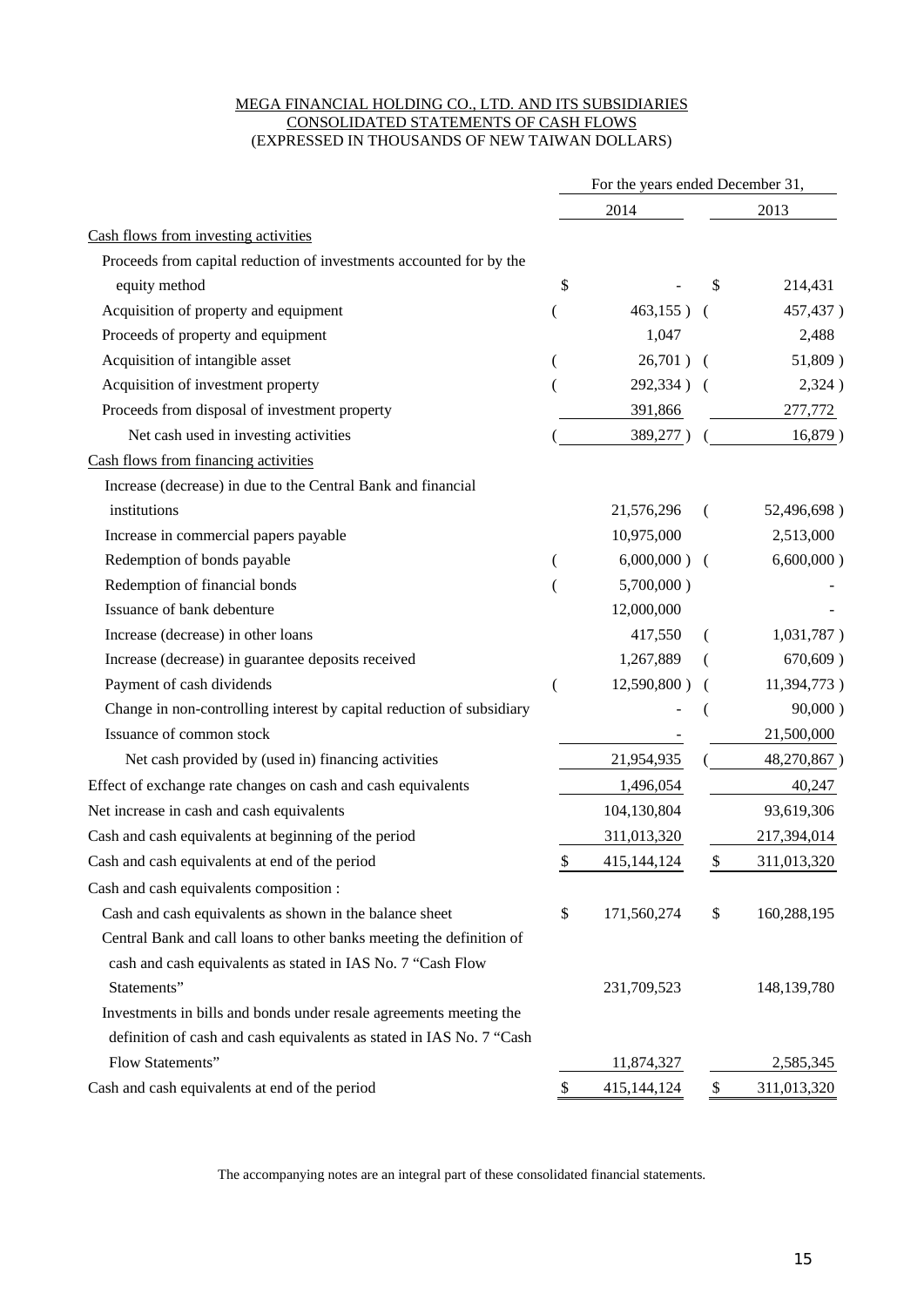MEGA FINANCIAL HOLDING CO., LTD. AND ITS SUBSIDIARIES
CONSOLIDATED STATEMENTS OF CASH FLOWS
(EXPRESSED IN THOUSANDS OF NEW TAIWAN DOLLARS)

| | For the years ended December 31, 2014 | 2013 |
|---|---|---|
| Cash flows from investing activities | | |
| Proceeds from capital reduction of investments accounted for by the equity method | $ - | $ 214,431 |
| Acquisition of property and equipment | ( 463,155 ) | ( 457,437 ) |
| Proceeds of property and equipment | 1,047 | 2,488 |
| Acquisition of intangible asset | ( 26,701 ) | ( 51,809 ) |
| Acquisition of investment property | ( 292,334 ) | ( 2,324 ) |
| Proceeds from disposal of investment property | 391,866 | 277,772 |
| Net cash used in investing activities | ( 389,277 ) | ( 16,879 ) |
| Cash flows from financing activities | | |
| Increase (decrease) in due to the Central Bank and financial institutions | 21,576,296 | ( 52,496,698 ) |
| Increase in commercial papers payable | 10,975,000 | 2,513,000 |
| Redemption of bonds payable | ( 6,000,000 ) | ( 6,600,000 ) |
| Redemption of financial bonds | ( 5,700,000 ) | - |
| Issuance of bank debenture | 12,000,000 | - |
| Increase (decrease) in other loans | 417,550 | ( 1,031,787 ) |
| Increase (decrease) in guarantee deposits received | 1,267,889 | ( 670,609 ) |
| Payment of cash dividends | ( 12,590,800 ) | ( 11,394,773 ) |
| Change in non-controlling interest by capital reduction of subsidiary | - | ( 90,000 ) |
| Issuance of common stock | - | 21,500,000 |
| Net cash provided by (used in) financing activities | 21,954,935 | ( 48,270,867 ) |
| Effect of exchange rate changes on cash and cash equivalents | 1,496,054 | 40,247 |
| Net increase in cash and cash equivalents | 104,130,804 | 93,619,306 |
| Cash and cash equivalents at beginning of the period | 311,013,320 | 217,394,014 |
| Cash and cash equivalents at end of the period | $ 415,144,124 | $ 311,013,320 |
| Cash and cash equivalents composition : | | |
| Cash and cash equivalents as shown in the balance sheet | $ 171,560,274 | $ 160,288,195 |
| Central Bank and call loans to other banks meeting the definition of cash and cash equivalents as stated in IAS No. 7 "Cash Flow Statements" | 231,709,523 | 148,139,780 |
| Investments in bills and bonds under resale agreements meeting the definition of cash and cash equivalents as stated in IAS No. 7 "Cash Flow Statements" | 11,874,327 | 2,585,345 |
| Cash and cash equivalents at end of the period | $ 415,144,124 | $ 311,013,320 |

The accompanying notes are an integral part of these consolidated financial statements.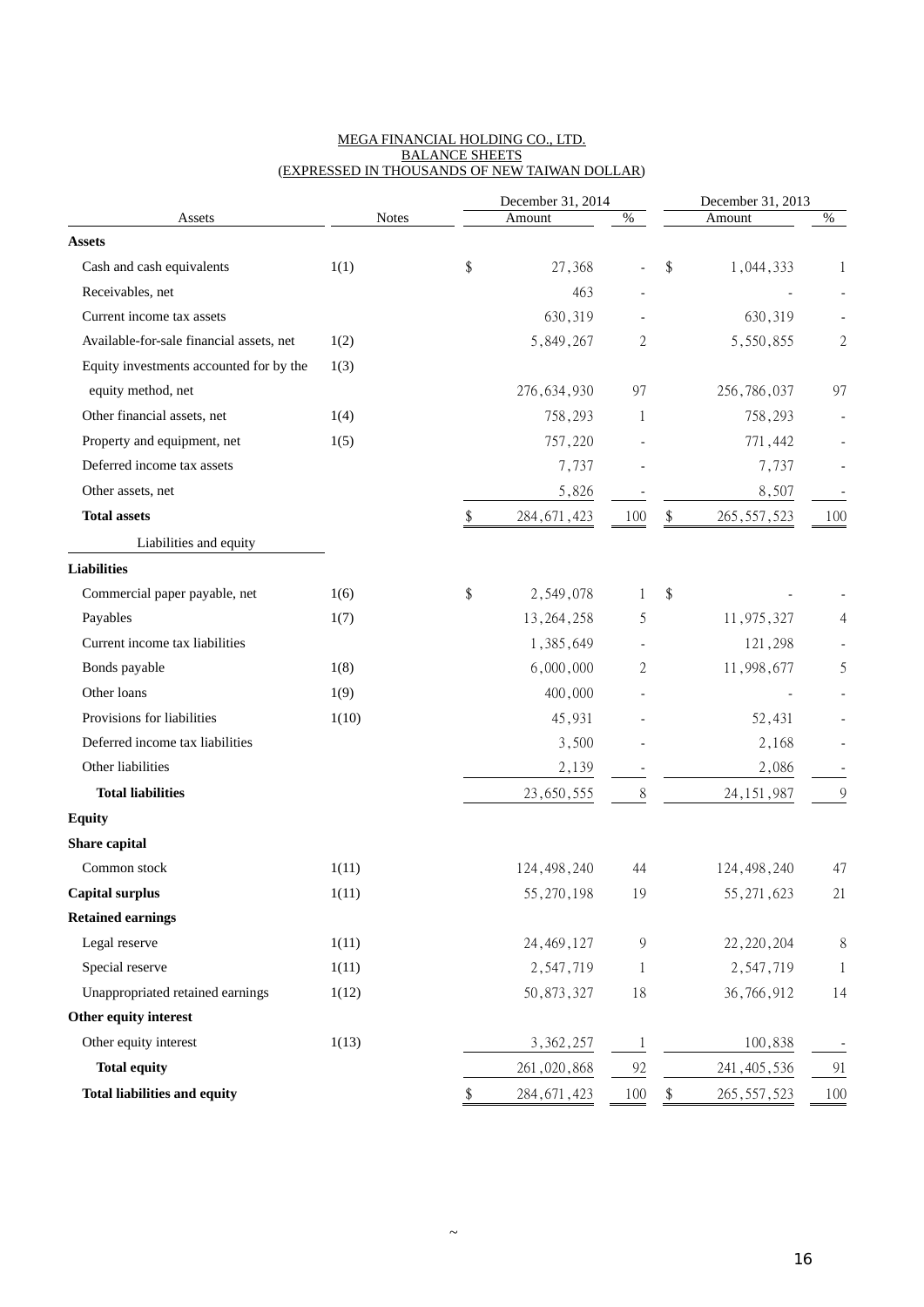MEGA FINANCIAL HOLDING CO., LTD.
BALANCE SHEETS
(EXPRESSED IN THOUSANDS OF NEW TAIWAN DOLLAR)

| Assets | Notes | December 31, 2014 Amount | % | December 31, 2013 Amount | % |
|---|---|---|---|---|---|
| **Assets** | | | | | |
| Cash and cash equivalents | 1(1) | $ 27,368 | - | $ 1,044,333 | 1 |
| Receivables, net | | 463 | - | - | - |
| Current income tax assets | | 630,319 | - | 630,319 | - |
| Available-for-sale financial assets, net | 1(2) | 5,849,267 | 2 | 5,550,855 | 2 |
| Equity investments accounted for by the equity method, net | 1(3) | 276,634,930 | 97 | 256,786,037 | 97 |
| Other financial assets, net | 1(4) | 758,293 | 1 | 758,293 | - |
| Property and equipment, net | 1(5) | 757,220 | - | 771,442 | - |
| Deferred income tax assets | | 7,737 | - | 7,737 | - |
| Other assets, net | | 5,826 | - | 8,507 | - |
| **Total assets** | | $ 284,671,423 | 100 | $ 265,557,523 | 100 |
| Liabilities and equity | | | | | |
| **Liabilities** | | | | | |
| Commercial paper payable, net | 1(6) | $ 2,549,078 | 1 | $ - | - |
| Payables | 1(7) | 13,264,258 | 5 | 11,975,327 | 4 |
| Current income tax liabilities | | 1,385,649 | - | 121,298 | - |
| Bonds payable | 1(8) | 6,000,000 | 2 | 11,998,677 | 5 |
| Other loans | 1(9) | 400,000 | - | - | - |
| Provisions for liabilities | 1(10) | 45,931 | - | 52,431 | - |
| Deferred income tax liabilities | | 3,500 | - | 2,168 | - |
| Other liabilities | | 2,139 | - | 2,086 | - |
| **Total liabilities** | | 23,650,555 | 8 | 24,151,987 | 9 |
| **Equity** | | | | | |
| **Share capital** | | | | | |
| Common stock | 1(11) | 124,498,240 | 44 | 124,498,240 | 47 |
| **Capital surplus** | 1(11) | 55,270,198 | 19 | 55,271,623 | 21 |
| **Retained earnings** | | | | | |
| Legal reserve | 1(11) | 24,469,127 | 9 | 22,220,204 | 8 |
| Special reserve | 1(11) | 2,547,719 | 1 | 2,547,719 | 1 |
| Unappropriated retained earnings | 1(12) | 50,873,327 | 18 | 36,766,912 | 14 |
| **Other equity interest** | | | | | |
| Other equity interest | 1(13) | 3,362,257 | 1 | 100,838 | - |
| **Total equity** | | 261,020,868 | 92 | 241,405,536 | 91 |
| **Total liabilities and equity** | | $ 284,671,423 | 100 | $ 265,557,523 | 100 |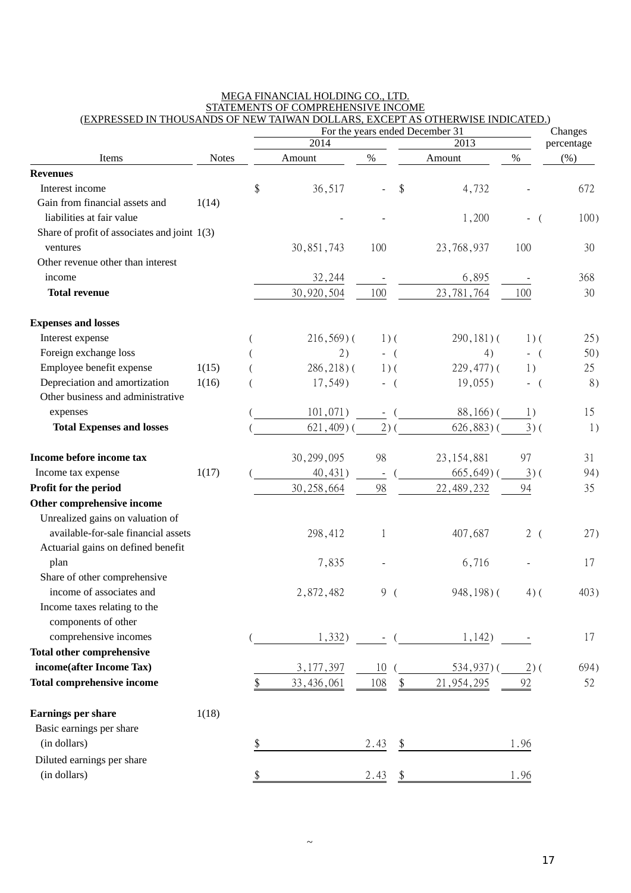MEGA FINANCIAL HOLDING CO., LTD.
STATEMENTS OF COMPREHENSIVE INCOME
(EXPRESSED IN THOUSANDS OF NEW TAIWAN DOLLARS, EXCEPT AS OTHERWISE INDICATED.)

| Items | Notes | For the years ended December 31 2014 Amount | 2014 % | 2013 Amount | 2013 % | Changes percentage (%) |
|---|---|---|---|---|---|---|
| **Revenues** | | | | | | |
| Interest income | | $ 36,517 | - | $ 4,732 | - | 672 |
| Gain from financial assets and liabilities at fair value | 1(14) | - | - | 1,200 | - | ( 100) |
| Share of profit of associates and joint ventures | 1(3) | 30,851,743 | 100 | 23,768,937 | 100 | 30 |
| Other revenue other than interest income | | 32,244 | - | 6,895 | - | 368 |
| **Total revenue** | | 30,920,504 | 100 | 23,781,764 | 100 | 30 |
| **Expenses and losses** | | | | | | |
| Interest expense | | ( 216,569) | ( 1) | ( 290,181) | ( 1) | ( 25) |
| Foreign exchange loss | | ( 2) | - | ( 4) | - | ( 50) |
| Employee benefit expense | 1(15) | ( 286,218) | ( 1) | ( 229,477) | ( 1) | 25 |
| Depreciation and amortization | 1(16) | ( 17,549) | - | ( 19,055) | - | ( 8) |
| Other business and administrative expenses | | ( 101,071) | - | ( 88,166) | ( 1) | 15 |
| **Total Expenses and losses** | | ( 621,409) | ( 2) | ( 626,883) | ( 3) | ( 1) |
| **Income before income tax** | | 30,299,095 | 98 | 23,154,881 | 97 | 31 |
| Income tax expense | 1(17) | ( 40,431) | - | ( 665,649) | ( 3) | ( 94) |
| **Profit for the period** | | 30,258,664 | 98 | 22,489,232 | 94 | 35 |
| **Other comprehensive income** | | | | | | |
| Unrealized gains on valuation of available-for-sale financial assets | | 298,412 | 1 | 407,687 | 2 | ( 27) |
| Actuarial gains on defined benefit plan | | 7,835 | - | 6,716 | - | 17 |
| Share of other comprehensive income of associates and | | 2,872,482 | 9 | ( 948,198) | ( 4) | ( 403) |
| Income taxes relating to the components of other comprehensive incomes | | ( 1,332) | - | ( 1,142) | - | 17 |
| **Total other comprehensive income(after Income Tax)** | | 3,177,397 | 10 | ( 534,937) | ( 2) | ( 694) |
| **Total comprehensive income** | | $ 33,436,061 | 108 | $ 21,954,295 | 92 | 52 |
| **Earnings per share** | 1(18) | | | | | |
| Basic earnings per share (in dollars) | | $ 2.43 | | $ 1.96 | | |
| Diluted earnings per share (in dollars) | | $ 2.43 | | $ 1.96 | | |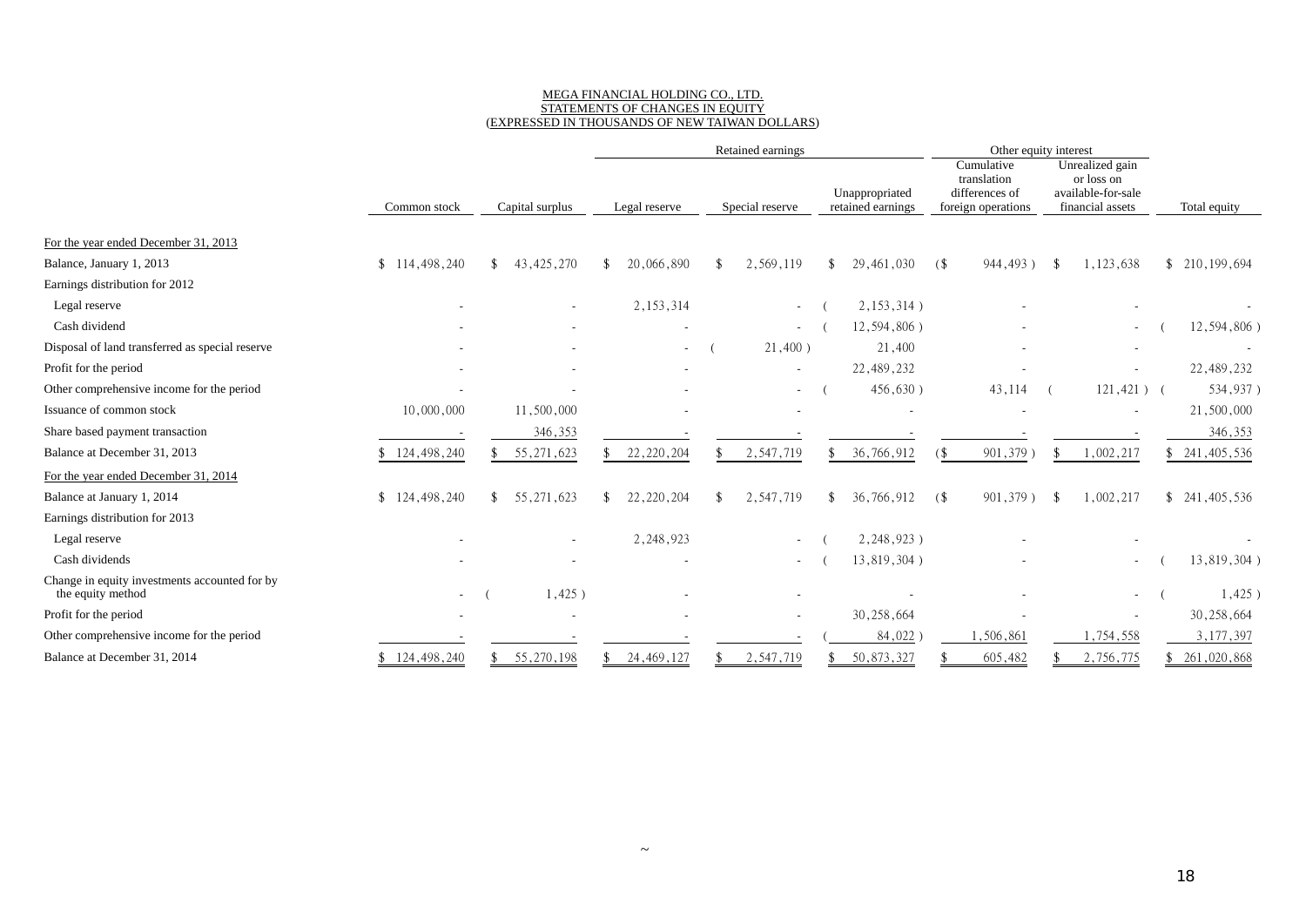MEGA FINANCIAL HOLDING CO., LTD.
STATEMENTS OF CHANGES IN EQUITY
(EXPRESSED IN THOUSANDS OF NEW TAIWAN DOLLARS)

| | | | Retained earnings | | | Other equity interest | | |
|---|---|---|---|---|---|---|---|---|
| | Common stock | Capital surplus | Legal reserve | Special reserve | Unappropriated retained earnings | Cumulative translation differences of foreign operations | Unrealized gain or loss on available-for-sale financial assets | Total equity |
| For the year ended December 31, 2013 | | | | | | | | |
| Balance, January 1, 2013 | $ 114,498,240 | $ 43,425,270 | $ 20,066,890 | $ 2,569,119 | $ 29,461,030 | ($ 944,493 ) | $ 1,123,638 | $ 210,199,694 |
| Earnings distribution for 2012 | | | | | | | | |
| Legal reserve | - | - | 2,153,314 | - | ( 2,153,314 ) | - | - | - |
| Cash dividend | - | - | - | - | ( 12,594,806 ) | - | - | ( 12,594,806 ) |
| Disposal of land transferred as special reserve | - | - | - | ( 21,400 ) | 21,400 | - | - | - |
| Profit for the period | - | - | - | - | 22,489,232 | - | - | 22,489,232 |
| Other comprehensive income for the period | - | - | - | - | ( 456,630 ) | 43,114 | ( 121,421 ) | ( 534,937 ) |
| Issuance of common stock | 10,000,000 | 11,500,000 | - | - | - | - | - | 21,500,000 |
| Share based payment transaction | - | 346,353 | - | - | - | - | - | 346,353 |
| Balance at December 31, 2013 | $ 124,498,240 | $ 55,271,623 | $ 22,220,204 | $ 2,547,719 | $ 36,766,912 | ($ 901,379 ) | $ 1,002,217 | $ 241,405,536 |
| For the year ended December 31, 2014 | | | | | | | | |
| Balance at January 1, 2014 | $ 124,498,240 | $ 55,271,623 | $ 22,220,204 | $ 2,547,719 | $ 36,766,912 | ($ 901,379 ) | $ 1,002,217 | $ 241,405,536 |
| Earnings distribution for 2013 | | | | | | | | |
| Legal reserve | - | - | 2,248,923 | - | ( 2,248,923 ) | - | - | - |
| Cash dividends | - | - | - | - | ( 13,819,304 ) | - | - | ( 13,819,304 ) |
| Change in equity investments accounted for by the equity method | - | ( 1,425 ) | - | - | - | - | - | ( 1,425 ) |
| Profit for the period | - | - | - | - | 30,258,664 | - | - | 30,258,664 |
| Other comprehensive income for the period | - | - | - | - | ( 84,022 ) | 1,506,861 | 1,754,558 | 3,177,397 |
| Balance at December 31, 2014 | $ 124,498,240 | $ 55,270,198 | $ 24,469,127 | $ 2,547,719 | $ 50,873,327 | $ 605,482 | $ 2,756,775 | $ 261,020,868 |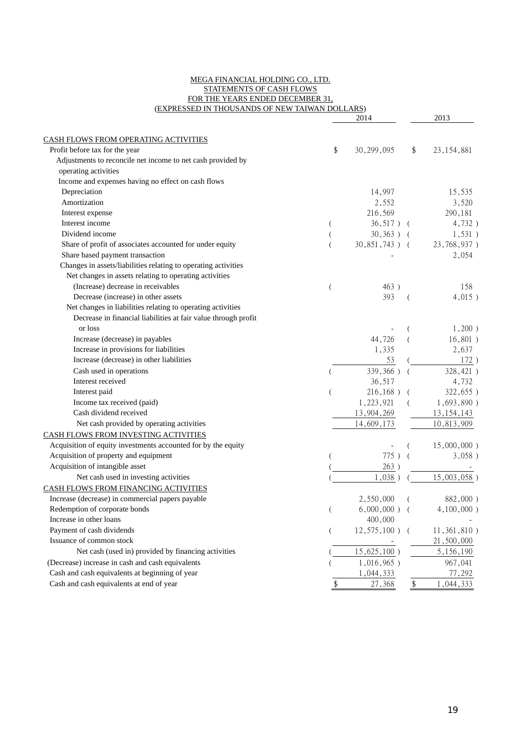MEGA FINANCIAL HOLDING CO., LTD.
STATEMENTS OF CASH FLOWS
FOR THE YEARS ENDED DECEMBER 31,
(EXPRESSED IN THOUSANDS OF NEW TAIWAN DOLLARS)

| | 2014 | 2013 |
|---|---|---|
| CASH FLOWS FROM OPERATING ACTIVITIES | | |
| Profit before tax for the year | $ 30,299,095 | $ 23,154,881 |
| Adjustments to reconcile net income to net cash provided by operating activities | | |
| Income and expenses having no effect on cash flows | | |
| Depreciation | 14,997 | 15,535 |
| Amortization | 2,552 | 3,520 |
| Interest expense | 216,569 | 290,181 |
| Interest income | ( 36,517 ) | ( 4,732 ) |
| Dividend income | ( 30,363 ) | ( 1,531 ) |
| Share of profit of associates accounted for under equity | ( 30,851,743 ) | ( 23,768,937 ) |
| Share based payment transaction | - | 2,054 |
| Changes in assets/liabilities relating to operating activities | | |
| Net changes in assets relating to operating activities | | |
| (Increase) decrease in receivables | ( 463 ) | 158 |
| Decrease (increase) in other assets | 393 | ( 4,015 ) |
| Net changes in liabilities relating to operating activities | | |
| Decrease in financial liabilities at fair value through profit or loss | - | ( 1,200 ) |
| Increase (decrease) in payables | 44,726 | ( 16,801 ) |
| Increase in provisions for liabilities | 1,335 | 2,637 |
| Increase (decrease) in other liabilities | 53 | ( 172 ) |
| Cash used in operations | ( 339,366 ) | ( 328,421 ) |
| Interest received | 36,517 | 4,732 |
| Interest paid | ( 216,168 ) | ( 322,655 ) |
| Income tax received (paid) | 1,223,921 | ( 1,693,890 ) |
| Cash dividend received | 13,904,269 | 13,154,143 |
| Net cash provided by operating activities | 14,609,173 | 10,813,909 |
| CASH FLOWS FROM INVESTING ACTIVITIES | | |
| Acquisition of equity investments accounted for by the equity | - | ( 15,000,000 ) |
| Acquisition of property and equipment | ( 775 ) | ( 3,058 ) |
| Acquisition of intangible asset | ( 263 ) | - |
| Net cash used in investing activities | ( 1,038 ) | ( 15,003,058 ) |
| CASH FLOWS FROM FINANCING ACTIVITIES | | |
| Increase (decrease) in commercial papers payable | 2,550,000 | ( 882,000 ) |
| Redemption of corporate bonds | ( 6,000,000 ) | ( 4,100,000 ) |
| Increase in other loans | 400,000 | - |
| Payment of cash dividends | ( 12,575,100 ) | ( 11,361,810 ) |
| Issuance of common stock | - | 21,500,000 |
| Net cash (used in) provided by financing activities | ( 15,625,100 ) | 5,156,190 |
| (Decrease) increase in cash and cash equivalents | ( 1,016,965 ) | 967,041 |
| Cash and cash equivalents at beginning of year | 1,044,333 | 77,292 |
| Cash and cash equivalents at end of year | $ 27,368 | $ 1,044,333 |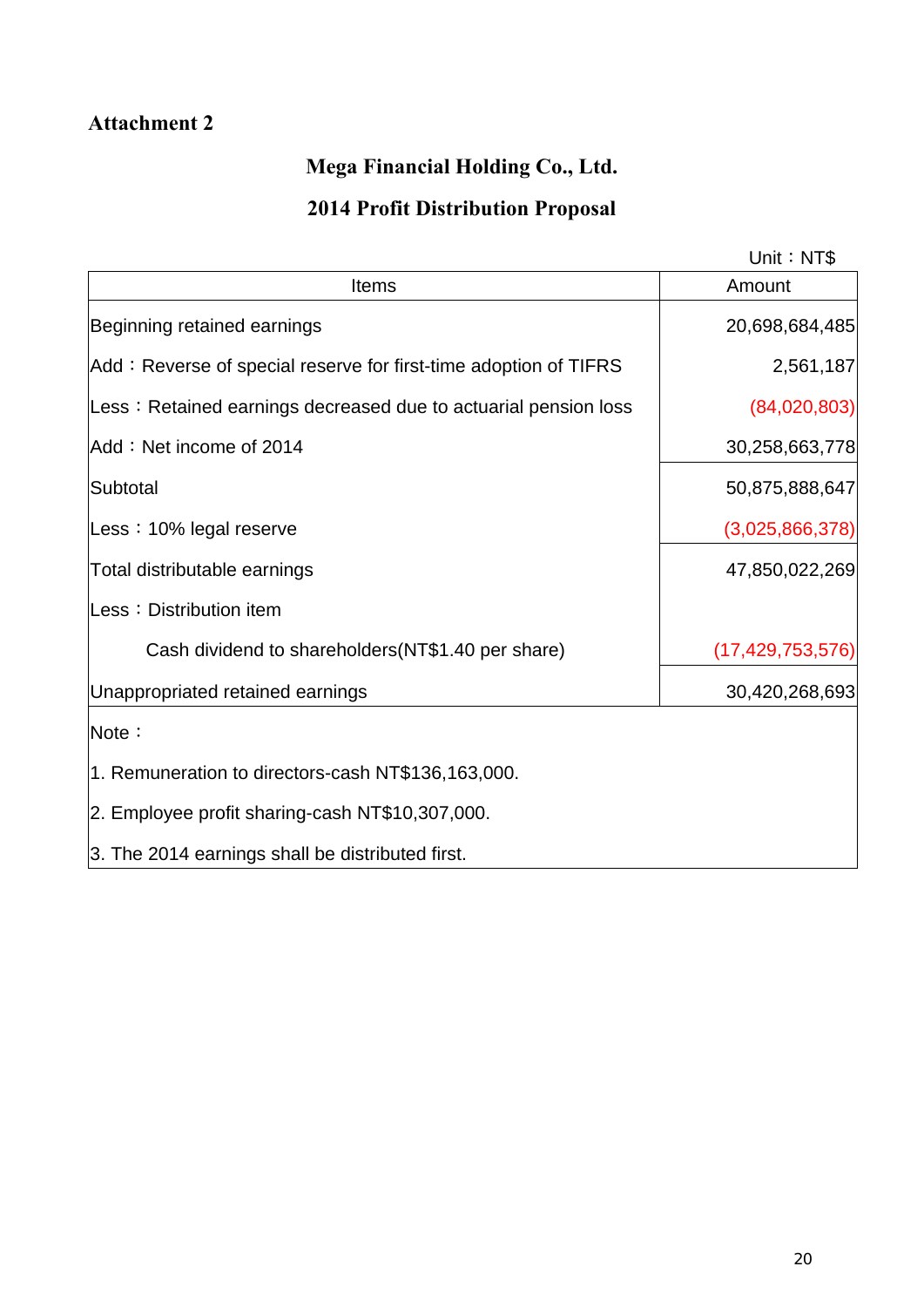Attachment 2

# Mega Financial Holding Co., Ltd.

## 2014 Profit Distribution Proposal

Unit：NT$

| Items | Amount |
|---|---|
| Beginning retained earnings | 20,698,684,485 |
| Add：Reverse of special reserve for first-time adoption of TIFRS | 2,561,187 |
| Less：Retained earnings decreased due to actuarial pension loss | (84,020,803) |
| Add：Net income of 2014 | 30,258,663,778 |
| Subtotal | 50,875,888,647 |
| Less：10% legal reserve | (3,025,866,378) |
| Total distributable earnings | 47,850,022,269 |
| Less：Distribution item | |
| Cash dividend to shareholders(NT$1.40 per share) | (17,429,753,576) |
| Unappropriated retained earnings | 30,420,268,693 |

Note：

1. Remuneration to directors-cash NT$136,163,000.
2. Employee profit sharing-cash NT$10,307,000.
3. The 2014 earnings shall be distributed first.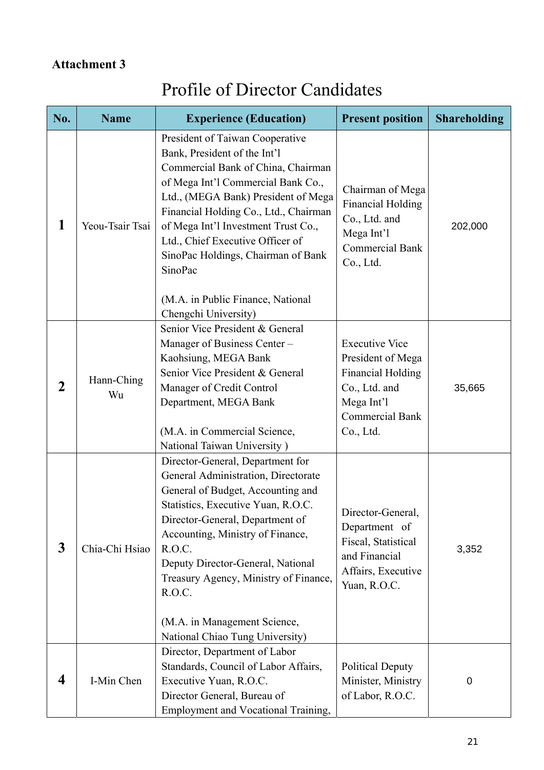**Attachment 3**

# Profile of Director Candidates

| No. | Name | Experience (Education) | Present position | Shareholding |
|---|---|---|---|---|
| 1 | Yeou-Tsair Tsai | President of Taiwan Cooperative Bank, President of the Int'l Commercial Bank of China, Chairman of Mega Int'l Commercial Bank Co., Ltd., (MEGA Bank) President of Mega Financial Holding Co., Ltd., Chairman of Mega Int'l Investment Trust Co., Ltd., Chief Executive Officer of SinoPac Holdings, Chairman of Bank SinoPac<br><br>(M.A. in Public Finance, National Chengchi University) | Chairman of Mega Financial Holding Co., Ltd. and Mega Int'l Commercial Bank Co., Ltd. | 202,000 |
| 2 | Hann-Ching Wu | Senior Vice President & General Manager of Business Center – Kaohsiung, MEGA Bank<br>Senior Vice President & General Manager of Credit Control Department, MEGA Bank<br><br>(M.A. in Commercial Science, National Taiwan University ) | Executive Vice President of Mega Financial Holding Co., Ltd. and Mega Int'l Commercial Bank Co., Ltd. | 35,665 |
| 3 | Chia-Chi Hsiao | Director-General, Department for General Administration, Directorate General of Budget, Accounting and Statistics, Executive Yuan, R.O.C.<br>Director-General, Department of Accounting, Ministry of Finance, R.O.C.<br>Deputy Director-General, National Treasury Agency, Ministry of Finance, R.O.C.<br><br>(M.A. in Management Science, National Chiao Tung University) | Director-General, Department of Fiscal, Statistical and Financial Affairs, Executive Yuan, R.O.C. | 3,352 |
| 4 | I-Min Chen | Director, Department of Labor Standards, Council of Labor Affairs, Executive Yuan, R.O.C.<br>Director General, Bureau of Employment and Vocational Training, | Political Deputy Minister, Ministry of Labor, R.O.C. | 0 |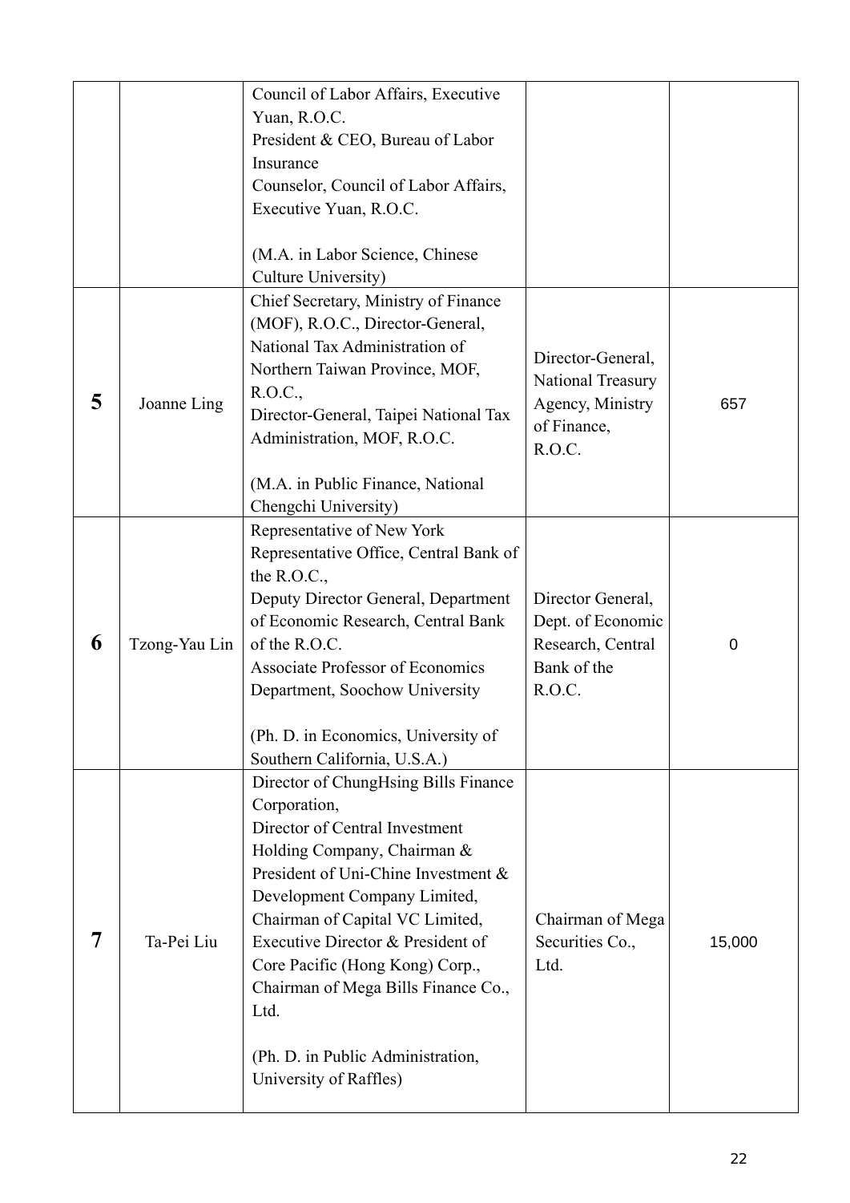| | | | | |
|---|---|---|---|---|
| | | Council of Labor Affairs, Executive Yuan, R.O.C.<br>President & CEO, Bureau of Labor Insurance<br>Counselor, Council of Labor Affairs, Executive Yuan, R.O.C.<br><br>(M.A. in Labor Science, Chinese Culture University) | | |
| **5** | Joanne Ling | Chief Secretary, Ministry of Finance (MOF), R.O.C., Director-General, National Tax Administration of Northern Taiwan Province, MOF, R.O.C.,<br>Director-General, Taipei National Tax Administration, MOF, R.O.C.<br><br>(M.A. in Public Finance, National Chengchi University) | Director-General, National Treasury Agency, Ministry of Finance, R.O.C. | 657 |
| **6** | Tzong-Yau Lin | Representative of New York Representative Office, Central Bank of the R.O.C.,<br>Deputy Director General, Department of Economic Research, Central Bank of the R.O.C.<br>Associate Professor of Economics Department, Soochow University<br><br>(Ph. D. in Economics, University of Southern California, U.S.A.) | Director General, Dept. of Economic Research, Central Bank of the R.O.C. | 0 |
| **7** | Ta-Pei Liu | Director of ChungHsing Bills Finance Corporation,<br>Director of Central Investment Holding Company, Chairman & President of Uni-Chine Investment & Development Company Limited,<br>Chairman of Capital VC Limited,<br>Executive Director & President of Core Pacific (Hong Kong) Corp.,<br>Chairman of Mega Bills Finance Co., Ltd.<br><br>(Ph. D. in Public Administration, University of Raffles) | Chairman of Mega Securities Co., Ltd. | 15,000 |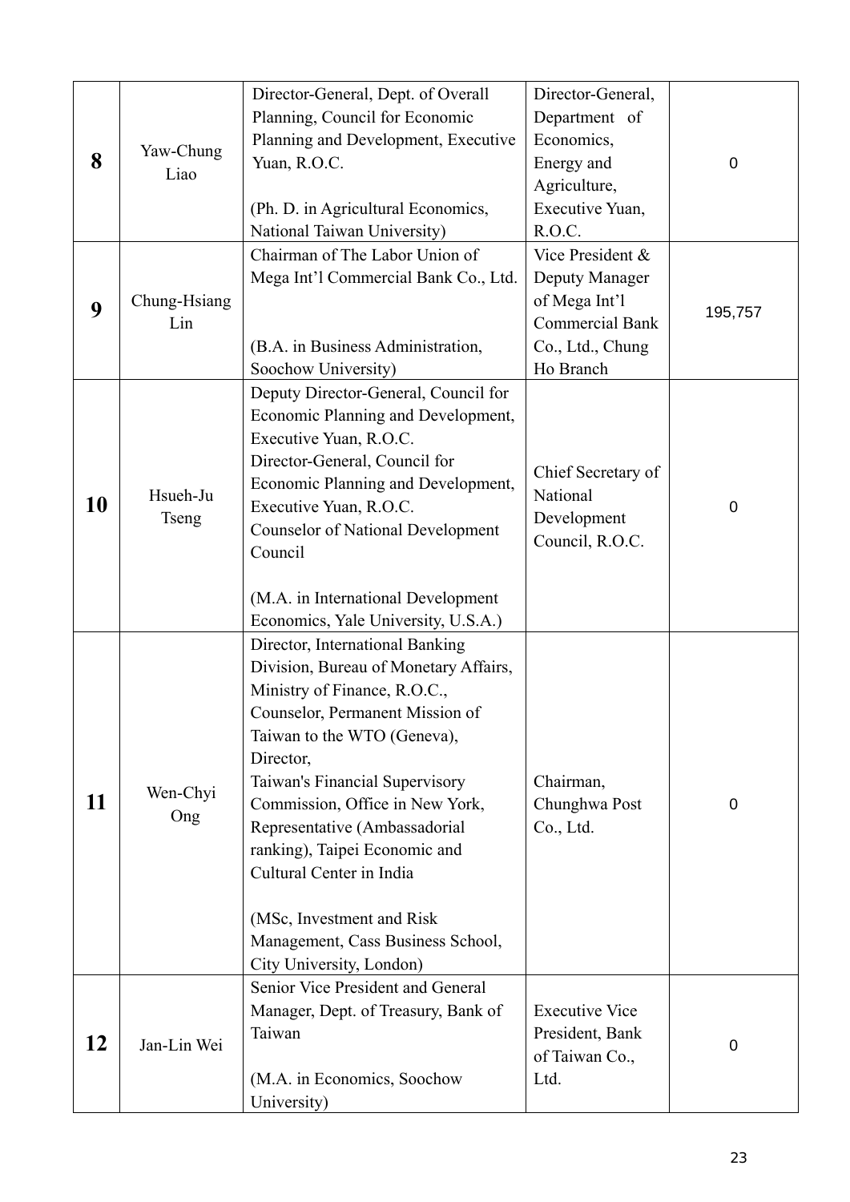| | | | | |
|---|---|---|---|---|
| **8** | Yaw-Chung Liao | Director-General, Dept. of Overall Planning, Council for Economic Planning and Development, Executive Yuan, R.O.C.<br><br>(Ph. D. in Agricultural Economics, National Taiwan University) | Director-General, Department of Economics, Energy and Agriculture, Executive Yuan, R.O.C. | 0 |
| **9** | Chung-Hsiang Lin | Chairman of The Labor Union of Mega Int'l Commercial Bank Co., Ltd.<br><br>(B.A. in Business Administration, Soochow University) | Vice President & Deputy Manager of Mega Int'l Commercial Bank Co., Ltd., Chung Ho Branch | 195,757 |
| **10** | Hsueh-Ju Tseng | Deputy Director-General, Council for Economic Planning and Development, Executive Yuan, R.O.C.<br>Director-General, Council for Economic Planning and Development, Executive Yuan, R.O.C.<br>Counselor of National Development Council<br><br>(M.A. in International Development Economics, Yale University, U.S.A.) | Chief Secretary of National Development Council, R.O.C. | 0 |
| **11** | Wen-Chyi Ong | Director, International Banking Division, Bureau of Monetary Affairs, Ministry of Finance, R.O.C.,<br>Counselor, Permanent Mission of Taiwan to the WTO (Geneva),<br>Director,<br>Taiwan's Financial Supervisory Commission, Office in New York,<br>Representative (Ambassadorial ranking), Taipei Economic and Cultural Center in India<br><br>(MSc, Investment and Risk Management, Cass Business School, City University, London) | Chairman, Chunghwa Post Co., Ltd. | 0 |
| **12** | Jan-Lin Wei | Senior Vice President and General Manager, Dept. of Treasury, Bank of Taiwan<br><br>(M.A. in Economics, Soochow University) | Executive Vice President, Bank of Taiwan Co., Ltd. | 0 |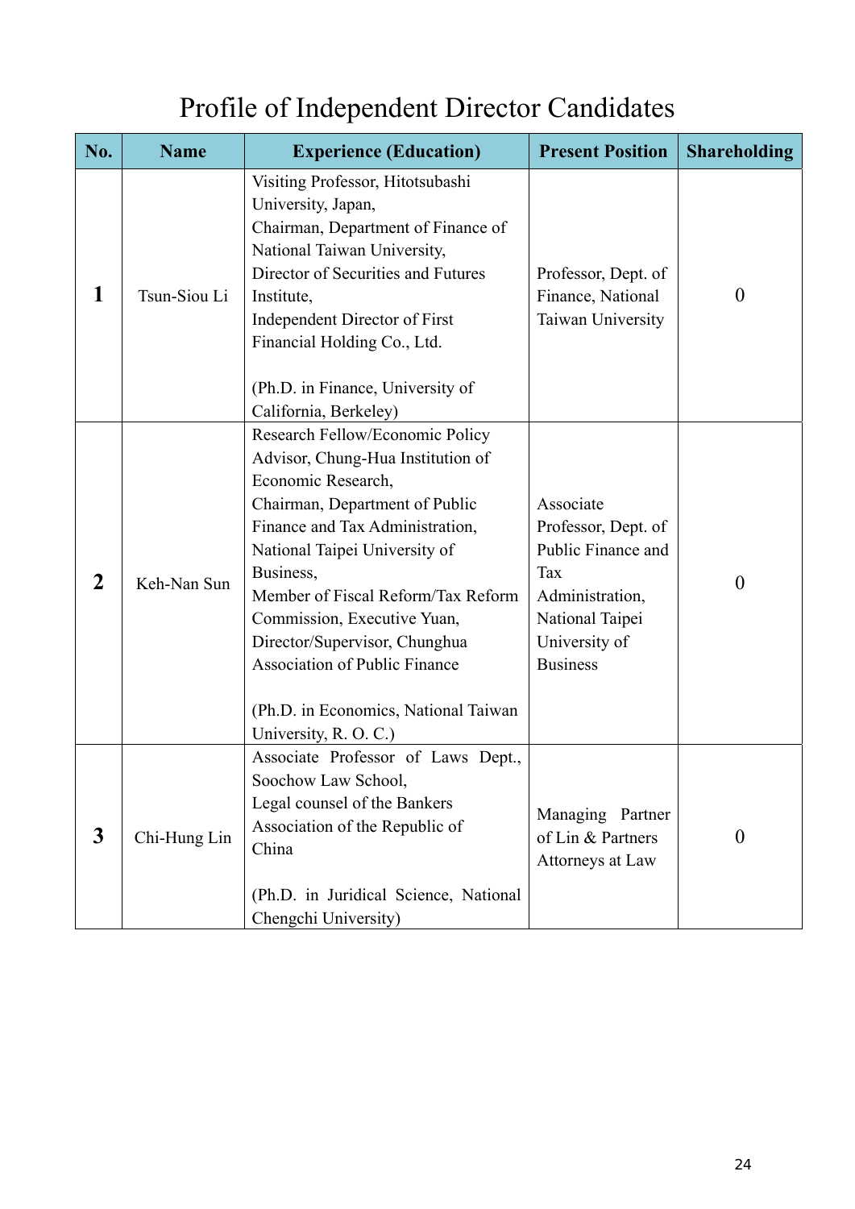# Profile of Independent Director Candidates

| No. | Name | Experience (Education) | Present Position | Shareholding |
|---|---|---|---|---|
| **1** | Tsun-Siou Li | Visiting Professor, Hitotsubashi University, Japan,<br>Chairman, Department of Finance of National Taiwan University,<br>Director of Securities and Futures Institute,<br>Independent Director of First Financial Holding Co., Ltd.<br><br>(Ph.D. in Finance, University of California, Berkeley) | Professor, Dept. of Finance, National Taiwan University | 0 |
| **2** | Keh-Nan Sun | Research Fellow/Economic Policy Advisor, Chung-Hua Institution of Economic Research,<br>Chairman, Department of Public Finance and Tax Administration, National Taipei University of Business,<br>Member of Fiscal Reform/Tax Reform Commission, Executive Yuan,<br>Director/Supervisor, Chunghua Association of Public Finance<br><br>(Ph.D. in Economics, National Taiwan University, R. O. C.) | Associate Professor, Dept. of Public Finance and Tax Administration, National Taipei University of Business | 0 |
| **3** | Chi-Hung Lin | Associate Professor of Laws Dept., Soochow Law School,<br>Legal counsel of the Bankers Association of the Republic of China<br><br>(Ph.D. in Juridical Science, National Chengchi University) | Managing Partner of Lin & Partners Attorneys at Law | 0 |